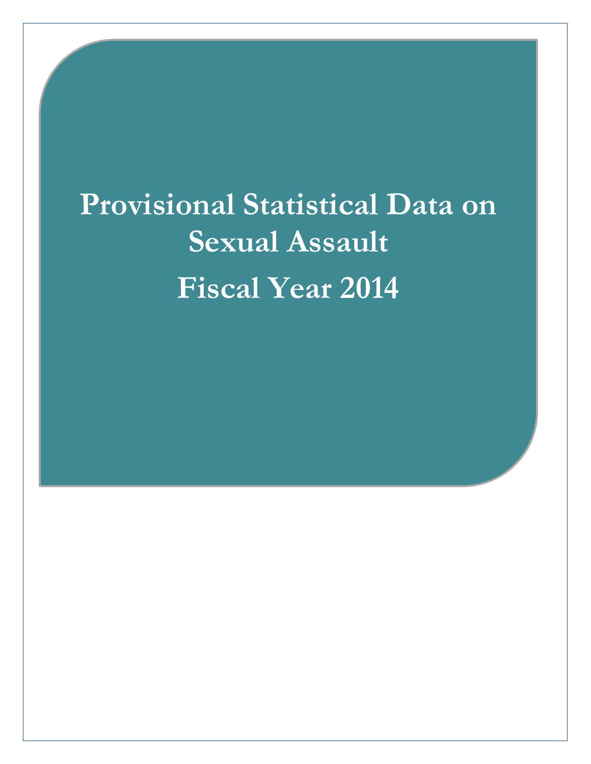# Provisional Statistical Data on Sexual Assault

# Fiscal Year 2014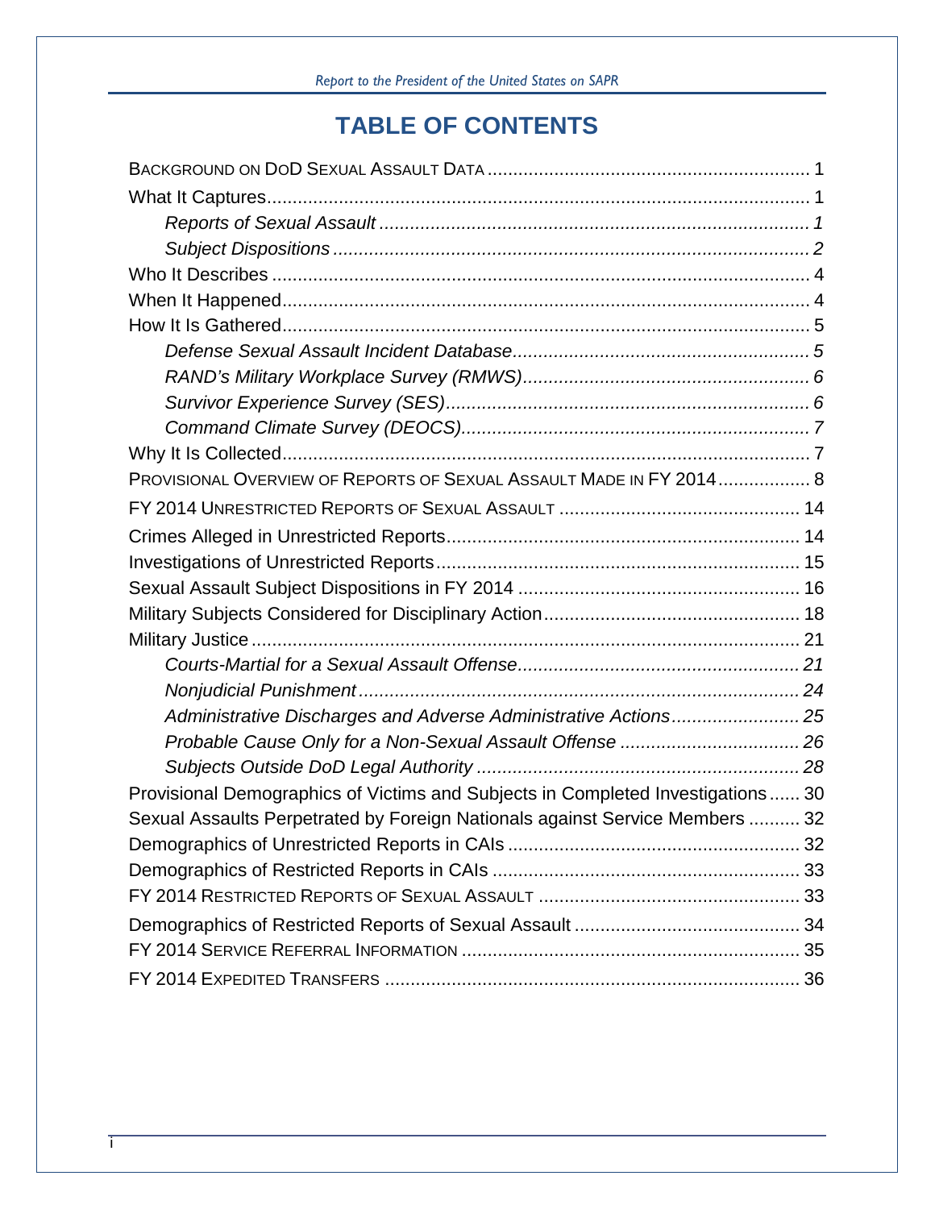# TABLE OF CONTENTS

BACKGROUND ON DOD SEXUAL ASSAULT DATA .......... 1

What It Captures .......... 1

- *Reports of Sexual Assault* .......... *1*
- *Subject Dispositions* .......... *2*

Who It Describes .......... 4

When It Happened .......... 4

How It Is Gathered .......... 5

- *Defense Sexual Assault Incident Database* .......... *5*
- *RAND's Military Workplace Survey (RMWS)* .......... *6*
- *Survivor Experience Survey (SES)* .......... *6*
- *Command Climate Survey (DEOCS)* .......... *7*

Why It Is Collected .......... 7

PROVISIONAL OVERVIEW OF REPORTS OF SEXUAL ASSAULT MADE IN FY 2014 .......... 8

FY 2014 UNRESTRICTED REPORTS OF SEXUAL ASSAULT .......... 14

Crimes Alleged in Unrestricted Reports .......... 14

Investigations of Unrestricted Reports .......... 15

Sexual Assault Subject Dispositions in FY 2014 .......... 16

Military Subjects Considered for Disciplinary Action .......... 18

Military Justice .......... 21

- *Courts-Martial for a Sexual Assault Offense* .......... *21*
- *Nonjudicial Punishment* .......... *24*
- *Administrative Discharges and Adverse Administrative Actions* .......... *25*
- *Probable Cause Only for a Non-Sexual Assault Offense* .......... *26*
- *Subjects Outside DoD Legal Authority* .......... *28*

Provisional Demographics of Victims and Subjects in Completed Investigations .......... 30

Sexual Assaults Perpetrated by Foreign Nationals against Service Members .......... 32

Demographics of Unrestricted Reports in CAIs .......... 32

Demographics of Restricted Reports in CAIs .......... 33

FY 2014 RESTRICTED REPORTS OF SEXUAL ASSAULT .......... 33

Demographics of Restricted Reports of Sexual Assault .......... 34

FY 2014 SERVICE REFERRAL INFORMATION .......... 35

FY 2014 EXPEDITED TRANSFERS .......... 36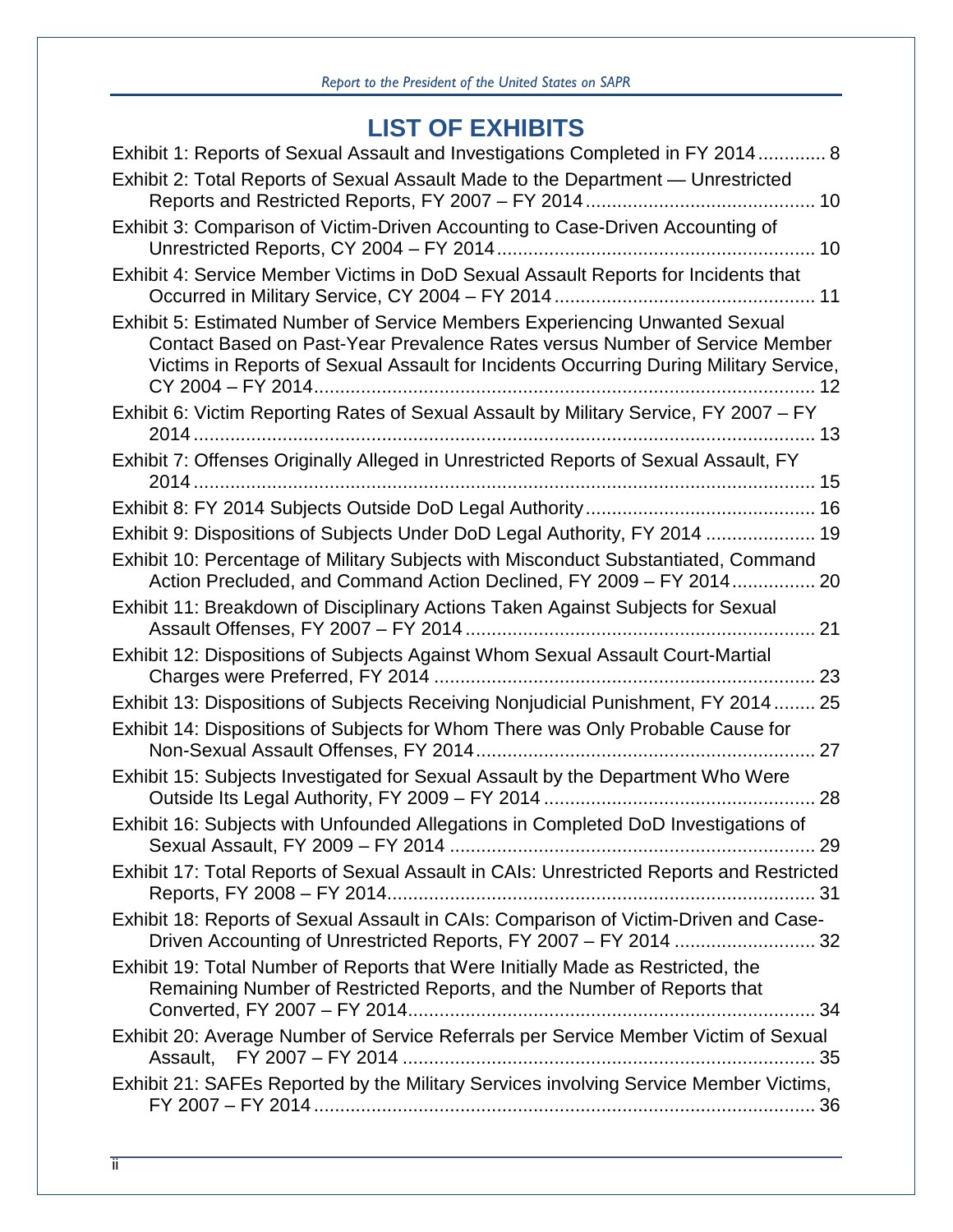# LIST OF EXHIBITS

Exhibit 1: Reports of Sexual Assault and Investigations Completed in FY 2014 ............. 8

Exhibit 2: Total Reports of Sexual Assault Made to the Department — Unrestricted Reports and Restricted Reports, FY 2007 – FY 2014 ........................................... 10

Exhibit 3: Comparison of Victim-Driven Accounting to Case-Driven Accounting of Unrestricted Reports, CY 2004 – FY 2014 ............................................................ 10

Exhibit 4: Service Member Victims in DoD Sexual Assault Reports for Incidents that Occurred in Military Service, CY 2004 – FY 2014 ................................................. 11

Exhibit 5: Estimated Number of Service Members Experiencing Unwanted Sexual Contact Based on Past-Year Prevalence Rates versus Number of Service Member Victims in Reports of Sexual Assault for Incidents Occurring During Military Service, CY 2004 – FY 2014............................................................................................... 12

Exhibit 6: Victim Reporting Rates of Sexual Assault by Military Service, FY 2007 – FY 2014 ...................................................................................................................... 13

Exhibit 7: Offenses Originally Alleged in Unrestricted Reports of Sexual Assault, FY 2014 ...................................................................................................................... 15

Exhibit 8: FY 2014 Subjects Outside DoD Legal Authority........................................... 16

Exhibit 9: Dispositions of Subjects Under DoD Legal Authority, FY 2014 .................... 19

Exhibit 10: Percentage of Military Subjects with Misconduct Substantiated, Command Action Precluded, and Command Action Declined, FY 2009 – FY 2014................ 20

Exhibit 11: Breakdown of Disciplinary Actions Taken Against Subjects for Sexual Assault Offenses, FY 2007 – FY 2014 .................................................................. 21

Exhibit 12: Dispositions of Subjects Against Whom Sexual Assault Court-Martial Charges were Preferred, FY 2014 ........................................................................ 23

Exhibit 13: Dispositions of Subjects Receiving Nonjudicial Punishment, FY 2014........ 25

Exhibit 14: Dispositions of Subjects for Whom There was Only Probable Cause for Non-Sexual Assault Offenses, FY 2014................................................................ 27

Exhibit 15: Subjects Investigated for Sexual Assault by the Department Who Were Outside Its Legal Authority, FY 2009 – FY 2014 ................................................... 28

Exhibit 16: Subjects with Unfounded Allegations in Completed DoD Investigations of Sexual Assault, FY 2009 – FY 2014 ..................................................................... 29

Exhibit 17: Total Reports of Sexual Assault in CAIs: Unrestricted Reports and Restricted Reports, FY 2008 – FY 2014................................................................................. 31

Exhibit 18: Reports of Sexual Assault in CAIs: Comparison of Victim-Driven and Case-Driven Accounting of Unrestricted Reports, FY 2007 – FY 2014 .......................... 32

Exhibit 19: Total Number of Reports that Were Initially Made as Restricted, the Remaining Number of Restricted Reports, and the Number of Reports that Converted, FY 2007 – FY 2014............................................................................. 34

Exhibit 20: Average Number of Service Referrals per Service Member Victim of Sexual Assault, FY 2007 – FY 2014 .............................................................................. 35

Exhibit 21: SAFEs Reported by the Military Services involving Service Member Victims, FY 2007 – FY 2014 ................................................................................................ 36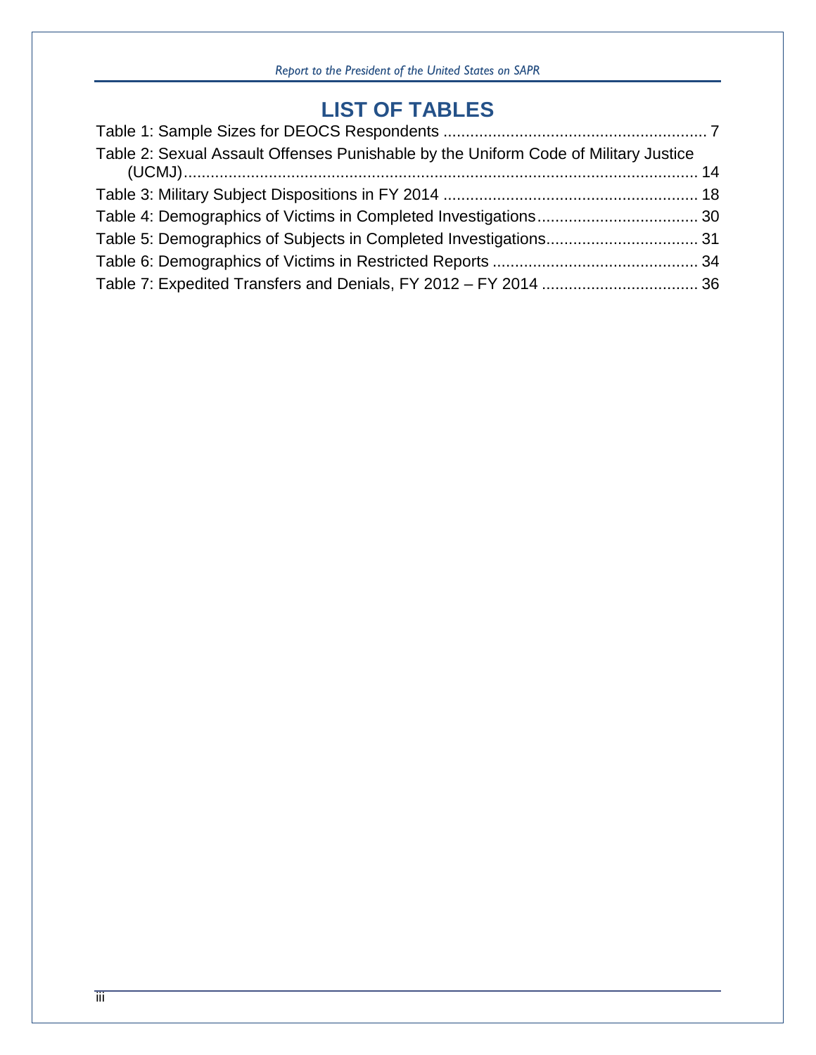# LIST OF TABLES

Table 1: Sample Sizes for DEOCS Respondents .......................................................... 7

Table 2: Sexual Assault Offenses Punishable by the Uniform Code of Military Justice (UCMJ)................................................................................................................... 14

Table 3: Military Subject Dispositions in FY 2014 ........................................................ 18

Table 4: Demographics of Victims in Completed Investigations.................................... 30

Table 5: Demographics of Subjects in Completed Investigations.................................. 31

Table 6: Demographics of Victims in Restricted Reports ............................................. 34

Table 7: Expedited Transfers and Denials, FY 2012 – FY 2014 ................................... 36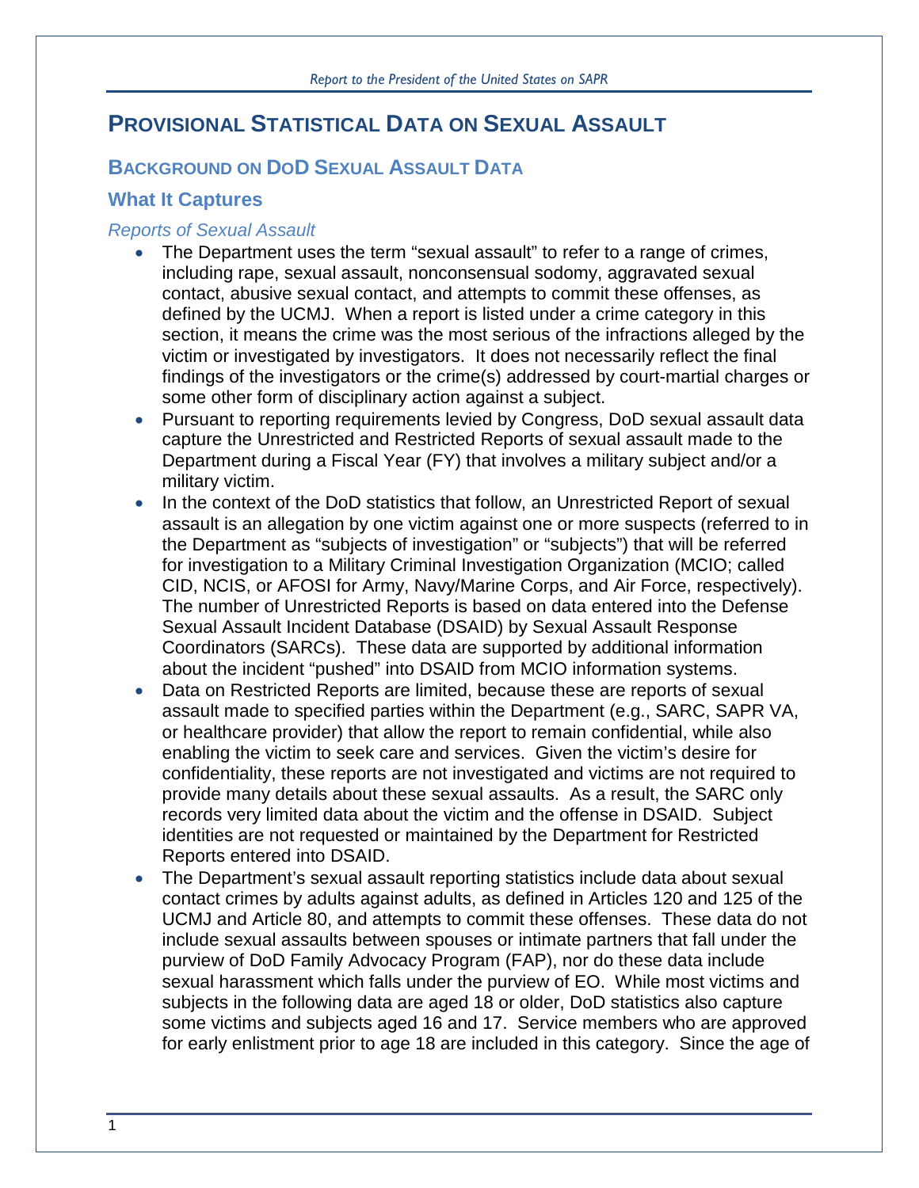# Provisional Statistical Data on Sexual Assault

## Background on DoD Sexual Assault Data

### What It Captures

#### *Reports of Sexual Assault*

- The Department uses the term "sexual assault" to refer to a range of crimes, including rape, sexual assault, nonconsensual sodomy, aggravated sexual contact, abusive sexual contact, and attempts to commit these offenses, as defined by the UCMJ. When a report is listed under a crime category in this section, it means the crime was the most serious of the infractions alleged by the victim or investigated by investigators. It does not necessarily reflect the final findings of the investigators or the crime(s) addressed by court-martial charges or some other form of disciplinary action against a subject.
- Pursuant to reporting requirements levied by Congress, DoD sexual assault data capture the Unrestricted and Restricted Reports of sexual assault made to the Department during a Fiscal Year (FY) that involves a military subject and/or a military victim.
- In the context of the DoD statistics that follow, an Unrestricted Report of sexual assault is an allegation by one victim against one or more suspects (referred to in the Department as "subjects of investigation" or "subjects") that will be referred for investigation to a Military Criminal Investigation Organization (MCIO; called CID, NCIS, or AFOSI for Army, Navy/Marine Corps, and Air Force, respectively). The number of Unrestricted Reports is based on data entered into the Defense Sexual Assault Incident Database (DSAID) by Sexual Assault Response Coordinators (SARCs). These data are supported by additional information about the incident "pushed" into DSAID from MCIO information systems.
- Data on Restricted Reports are limited, because these are reports of sexual assault made to specified parties within the Department (e.g., SARC, SAPR VA, or healthcare provider) that allow the report to remain confidential, while also enabling the victim to seek care and services. Given the victim's desire for confidentiality, these reports are not investigated and victims are not required to provide many details about these sexual assaults. As a result, the SARC only records very limited data about the victim and the offense in DSAID. Subject identities are not requested or maintained by the Department for Restricted Reports entered into DSAID.
- The Department's sexual assault reporting statistics include data about sexual contact crimes by adults against adults, as defined in Articles 120 and 125 of the UCMJ and Article 80, and attempts to commit these offenses. These data do not include sexual assaults between spouses or intimate partners that fall under the purview of DoD Family Advocacy Program (FAP), nor do these data include sexual harassment which falls under the purview of EO. While most victims and subjects in the following data are aged 18 or older, DoD statistics also capture some victims and subjects aged 16 and 17. Service members who are approved for early enlistment prior to age 18 are included in this category. Since the age of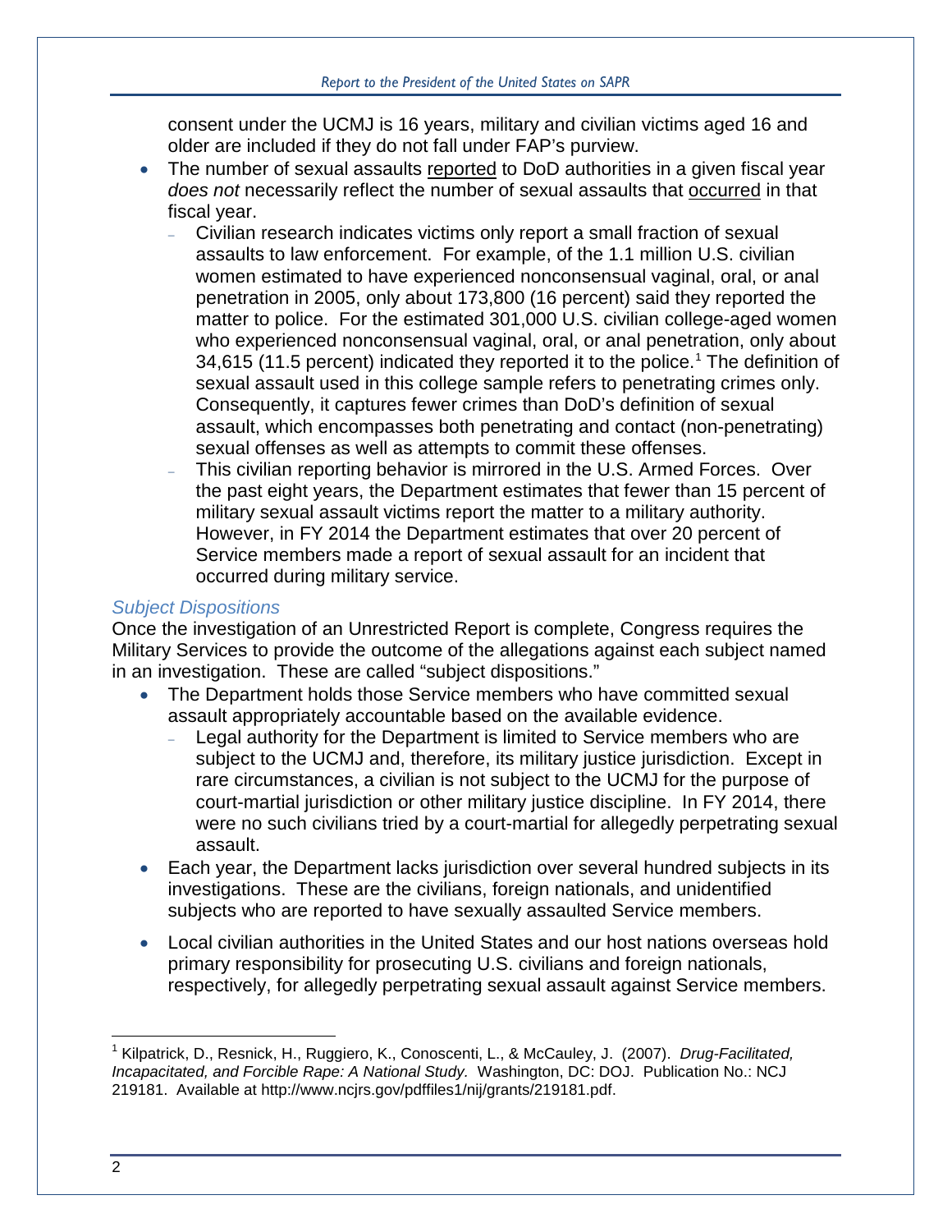consent under the UCMJ is 16 years, military and civilian victims aged 16 and older are included if they do not fall under FAP's purview.

- The number of sexual assaults reported to DoD authorities in a given fiscal year *does not* necessarily reflect the number of sexual assaults that occurred in that fiscal year.
  - Civilian research indicates victims only report a small fraction of sexual assaults to law enforcement. For example, of the 1.1 million U.S. civilian women estimated to have experienced nonconsensual vaginal, oral, or anal penetration in 2005, only about 173,800 (16 percent) said they reported the matter to police. For the estimated 301,000 U.S. civilian college-aged women who experienced nonconsensual vaginal, oral, or anal penetration, only about 34,615 (11.5 percent) indicated they reported it to the police.[1] The definition of sexual assault used in this college sample refers to penetrating crimes only. Consequently, it captures fewer crimes than DoD's definition of sexual assault, which encompasses both penetrating and contact (non-penetrating) sexual offenses as well as attempts to commit these offenses.
  - This civilian reporting behavior is mirrored in the U.S. Armed Forces. Over the past eight years, the Department estimates that fewer than 15 percent of military sexual assault victims report the matter to a military authority. However, in FY 2014 the Department estimates that over 20 percent of Service members made a report of sexual assault for an incident that occurred during military service.

### *Subject Dispositions*

Once the investigation of an Unrestricted Report is complete, Congress requires the Military Services to provide the outcome of the allegations against each subject named in an investigation. These are called "subject dispositions."

- The Department holds those Service members who have committed sexual assault appropriately accountable based on the available evidence.
  - Legal authority for the Department is limited to Service members who are subject to the UCMJ and, therefore, its military justice jurisdiction. Except in rare circumstances, a civilian is not subject to the UCMJ for the purpose of court-martial jurisdiction or other military justice discipline. In FY 2014, there were no such civilians tried by a court-martial for allegedly perpetrating sexual assault.
- Each year, the Department lacks jurisdiction over several hundred subjects in its investigations. These are the civilians, foreign nationals, and unidentified subjects who are reported to have sexually assaulted Service members.
- Local civilian authorities in the United States and our host nations overseas hold primary responsibility for prosecuting U.S. civilians and foreign nationals, respectively, for allegedly perpetrating sexual assault against Service members.

---

[1] Kilpatrick, D., Resnick, H., Ruggiero, K., Conoscenti, L., & McCauley, J. (2007). *Drug-Facilitated, Incapacitated, and Forcible Rape: A National Study.* Washington, DC: DOJ. Publication No.: NCJ 219181. Available at http://www.ncjrs.gov/pdffiles1/nij/grants/219181.pdf.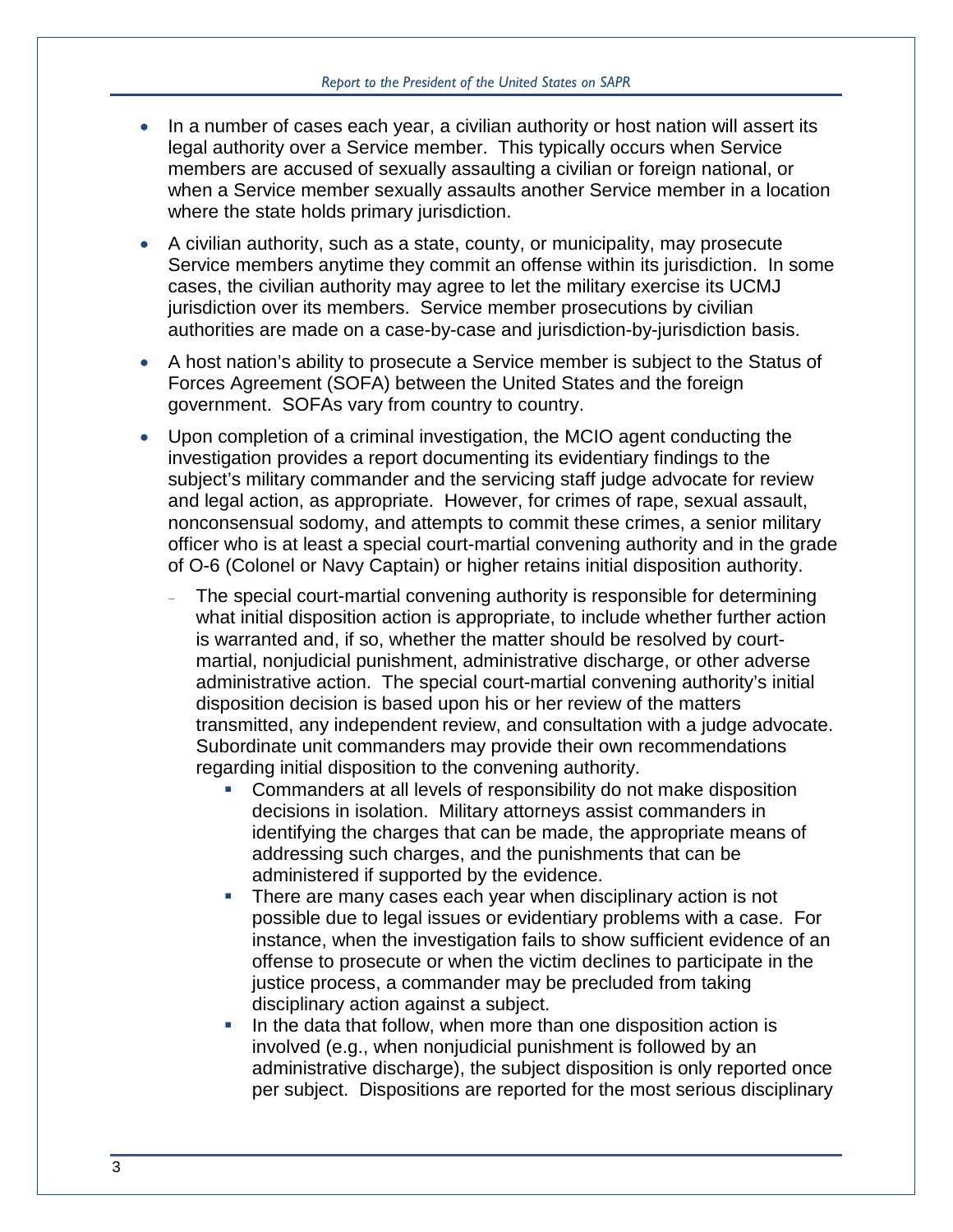- In a number of cases each year, a civilian authority or host nation will assert its legal authority over a Service member. This typically occurs when Service members are accused of sexually assaulting a civilian or foreign national, or when a Service member sexually assaults another Service member in a location where the state holds primary jurisdiction.
- A civilian authority, such as a state, county, or municipality, may prosecute Service members anytime they commit an offense within its jurisdiction. In some cases, the civilian authority may agree to let the military exercise its UCMJ jurisdiction over its members. Service member prosecutions by civilian authorities are made on a case-by-case and jurisdiction-by-jurisdiction basis.
- A host nation's ability to prosecute a Service member is subject to the Status of Forces Agreement (SOFA) between the United States and the foreign government. SOFAs vary from country to country.
- Upon completion of a criminal investigation, the MCIO agent conducting the investigation provides a report documenting its evidentiary findings to the subject's military commander and the servicing staff judge advocate for review and legal action, as appropriate. However, for crimes of rape, sexual assault, nonconsensual sodomy, and attempts to commit these crimes, a senior military officer who is at least a special court-martial convening authority and in the grade of O-6 (Colonel or Navy Captain) or higher retains initial disposition authority.
  - The special court-martial convening authority is responsible for determining what initial disposition action is appropriate, to include whether further action is warranted and, if so, whether the matter should be resolved by court-martial, nonjudicial punishment, administrative discharge, or other adverse administrative action. The special court-martial convening authority's initial disposition decision is based upon his or her review of the matters transmitted, any independent review, and consultation with a judge advocate. Subordinate unit commanders may provide their own recommendations regarding initial disposition to the convening authority.
    - Commanders at all levels of responsibility do not make disposition decisions in isolation. Military attorneys assist commanders in identifying the charges that can be made, the appropriate means of addressing such charges, and the punishments that can be administered if supported by the evidence.
    - There are many cases each year when disciplinary action is not possible due to legal issues or evidentiary problems with a case. For instance, when the investigation fails to show sufficient evidence of an offense to prosecute or when the victim declines to participate in the justice process, a commander may be precluded from taking disciplinary action against a subject.
    - In the data that follow, when more than one disposition action is involved (e.g., when nonjudicial punishment is followed by an administrative discharge), the subject disposition is only reported once per subject. Dispositions are reported for the most serious disciplinary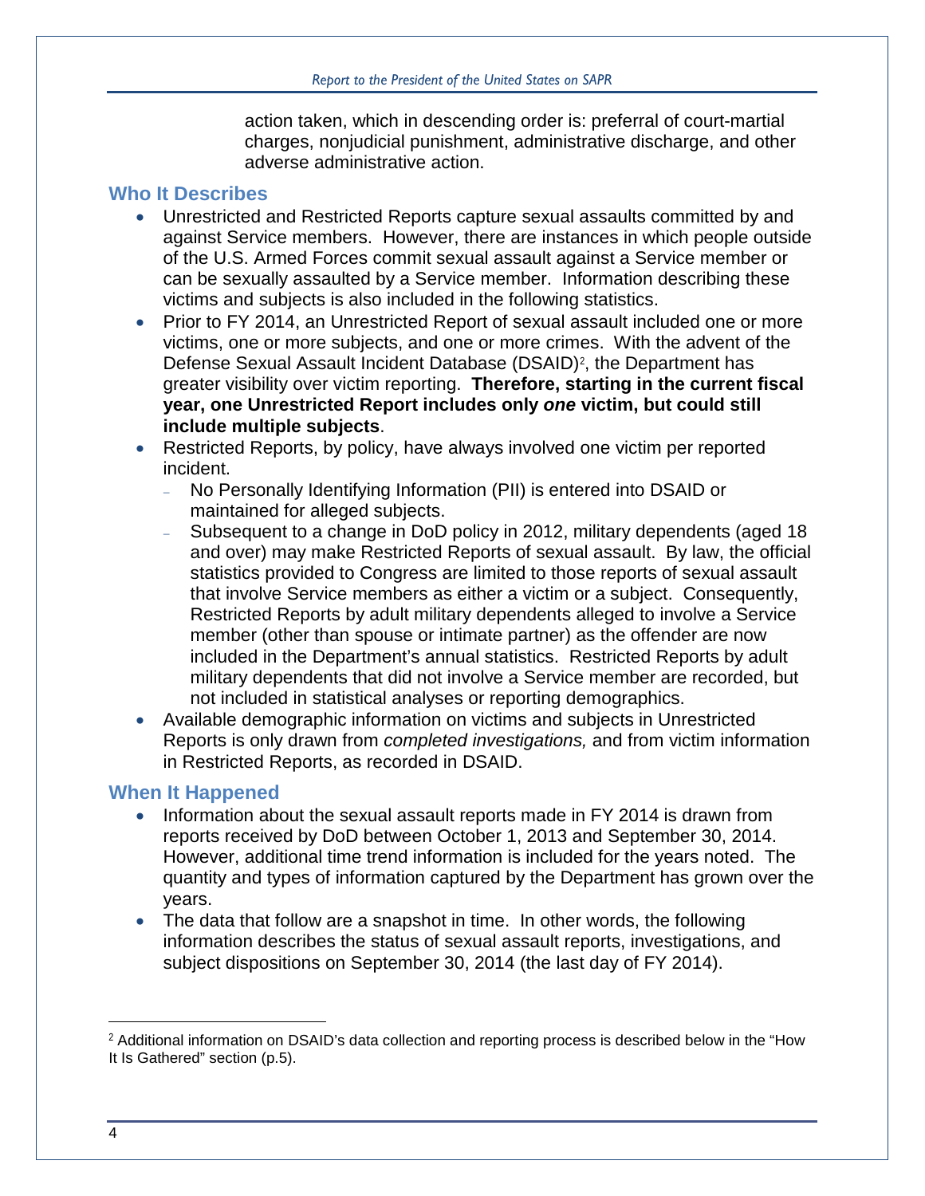action taken, which in descending order is: preferral of court-martial charges, nonjudicial punishment, administrative discharge, and other adverse administrative action.

## Who It Describes

- Unrestricted and Restricted Reports capture sexual assaults committed by and against Service members. However, there are instances in which people outside of the U.S. Armed Forces commit sexual assault against a Service member or can be sexually assaulted by a Service member. Information describing these victims and subjects is also included in the following statistics.
- Prior to FY 2014, an Unrestricted Report of sexual assault included one or more victims, one or more subjects, and one or more crimes. With the advent of the Defense Sexual Assault Incident Database (DSAID)[2], the Department has greater visibility over victim reporting. **Therefore, starting in the current fiscal year, one Unrestricted Report includes only *one* victim, but could still include multiple subjects**.
- Restricted Reports, by policy, have always involved one victim per reported incident.
  - No Personally Identifying Information (PII) is entered into DSAID or maintained for alleged subjects.
  - Subsequent to a change in DoD policy in 2012, military dependents (aged 18 and over) may make Restricted Reports of sexual assault. By law, the official statistics provided to Congress are limited to those reports of sexual assault that involve Service members as either a victim or a subject. Consequently, Restricted Reports by adult military dependents alleged to involve a Service member (other than spouse or intimate partner) as the offender are now included in the Department's annual statistics. Restricted Reports by adult military dependents that did not involve a Service member are recorded, but not included in statistical analyses or reporting demographics.
- Available demographic information on victims and subjects in Unrestricted Reports is only drawn from *completed investigations,* and from victim information in Restricted Reports, as recorded in DSAID.

## When It Happened

- Information about the sexual assault reports made in FY 2014 is drawn from reports received by DoD between October 1, 2013 and September 30, 2014. However, additional time trend information is included for the years noted. The quantity and types of information captured by the Department has grown over the years.
- The data that follow are a snapshot in time. In other words, the following information describes the status of sexual assault reports, investigations, and subject dispositions on September 30, 2014 (the last day of FY 2014).

---

[2] Additional information on DSAID's data collection and reporting process is described below in the "How It Is Gathered" section (p.5).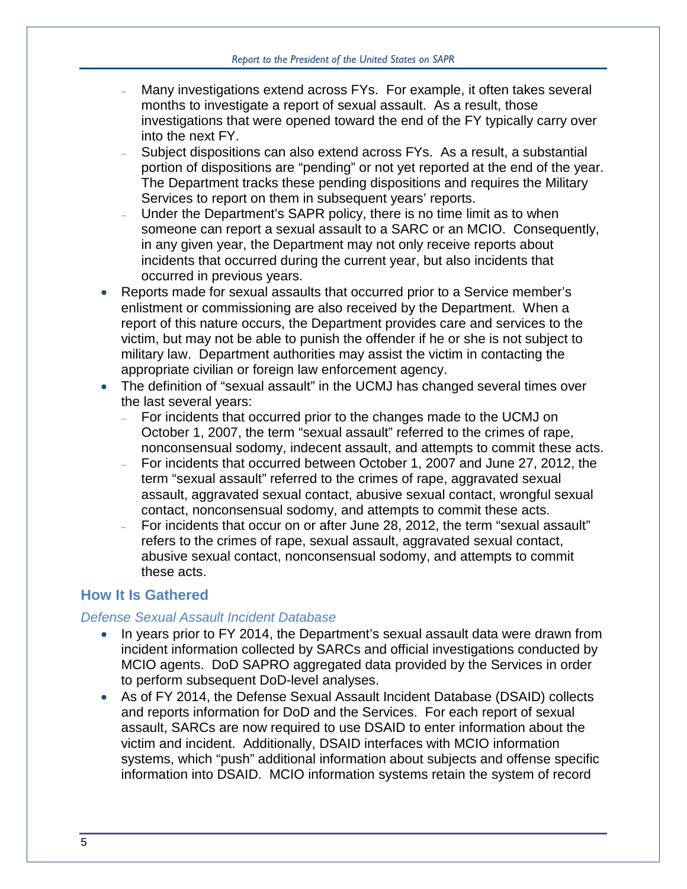- Many investigations extend across FYs. For example, it often takes several months to investigate a report of sexual assault. As a result, those investigations that were opened toward the end of the FY typically carry over into the next FY.
  - Subject dispositions can also extend across FYs. As a result, a substantial portion of dispositions are “pending” or not yet reported at the end of the year. The Department tracks these pending dispositions and requires the Military Services to report on them in subsequent years’ reports.
  - Under the Department’s SAPR policy, there is no time limit as to when someone can report a sexual assault to a SARC or an MCIO. Consequently, in any given year, the Department may not only receive reports about incidents that occurred during the current year, but also incidents that occurred in previous years.
- Reports made for sexual assaults that occurred prior to a Service member’s enlistment or commissioning are also received by the Department. When a report of this nature occurs, the Department provides care and services to the victim, but may not be able to punish the offender if he or she is not subject to military law. Department authorities may assist the victim in contacting the appropriate civilian or foreign law enforcement agency.
- The definition of “sexual assault” in the UCMJ has changed several times over the last several years:
  - For incidents that occurred prior to the changes made to the UCMJ on October 1, 2007, the term “sexual assault” referred to the crimes of rape, nonconsensual sodomy, indecent assault, and attempts to commit these acts.
  - For incidents that occurred between October 1, 2007 and June 27, 2012, the term “sexual assault” referred to the crimes of rape, aggravated sexual assault, aggravated sexual contact, abusive sexual contact, wrongful sexual contact, nonconsensual sodomy, and attempts to commit these acts.
  - For incidents that occur on or after June 28, 2012, the term “sexual assault” refers to the crimes of rape, sexual assault, aggravated sexual contact, abusive sexual contact, nonconsensual sodomy, and attempts to commit these acts.

## How It Is Gathered

### *Defense Sexual Assault Incident Database*

- In years prior to FY 2014, the Department’s sexual assault data were drawn from incident information collected by SARCs and official investigations conducted by MCIO agents. DoD SAPRO aggregated data provided by the Services in order to perform subsequent DoD-level analyses.
- As of FY 2014, the Defense Sexual Assault Incident Database (DSAID) collects and reports information for DoD and the Services. For each report of sexual assault, SARCs are now required to use DSAID to enter information about the victim and incident. Additionally, DSAID interfaces with MCIO information systems, which “push” additional information about subjects and offense specific information into DSAID. MCIO information systems retain the system of record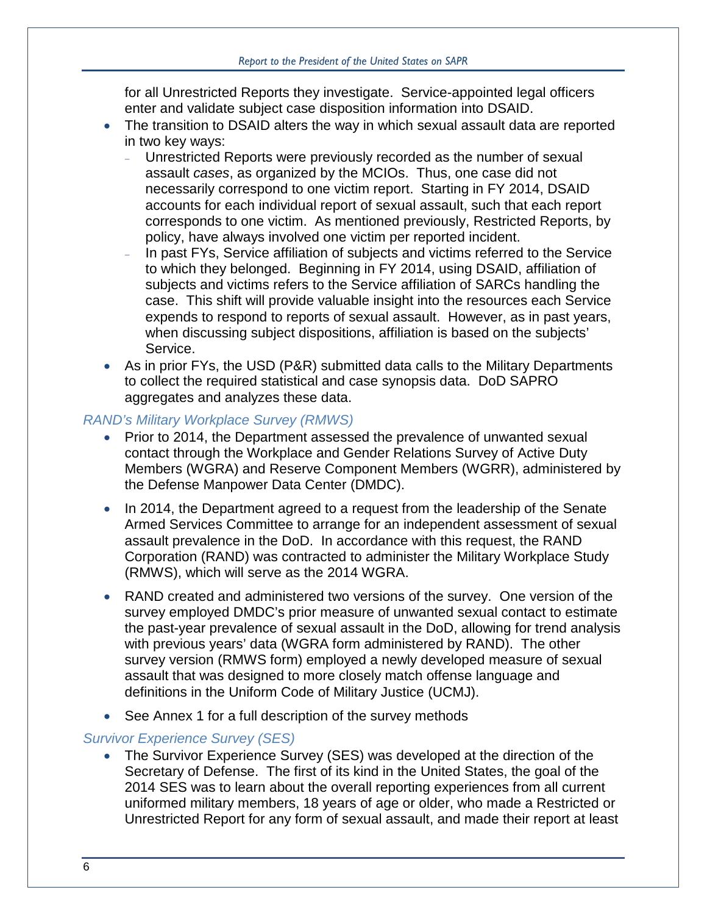for all Unrestricted Reports they investigate. Service-appointed legal officers enter and validate subject case disposition information into DSAID.

- The transition to DSAID alters the way in which sexual assault data are reported in two key ways:
  - Unrestricted Reports were previously recorded as the number of sexual assault *cases*, as organized by the MCIOs. Thus, one case did not necessarily correspond to one victim report. Starting in FY 2014, DSAID accounts for each individual report of sexual assault, such that each report corresponds to one victim. As mentioned previously, Restricted Reports, by policy, have always involved one victim per reported incident.
  - In past FYs, Service affiliation of subjects and victims referred to the Service to which they belonged. Beginning in FY 2014, using DSAID, affiliation of subjects and victims refers to the Service affiliation of SARCs handling the case. This shift will provide valuable insight into the resources each Service expends to respond to reports of sexual assault. However, as in past years, when discussing subject dispositions, affiliation is based on the subjects' Service.
- As in prior FYs, the USD (P&R) submitted data calls to the Military Departments to collect the required statistical and case synopsis data. DoD SAPRO aggregates and analyzes these data.

*RAND's Military Workplace Survey (RMWS)*

- Prior to 2014, the Department assessed the prevalence of unwanted sexual contact through the Workplace and Gender Relations Survey of Active Duty Members (WGRA) and Reserve Component Members (WGRR), administered by the Defense Manpower Data Center (DMDC).
- In 2014, the Department agreed to a request from the leadership of the Senate Armed Services Committee to arrange for an independent assessment of sexual assault prevalence in the DoD. In accordance with this request, the RAND Corporation (RAND) was contracted to administer the Military Workplace Study (RMWS), which will serve as the 2014 WGRA.
- RAND created and administered two versions of the survey. One version of the survey employed DMDC's prior measure of unwanted sexual contact to estimate the past-year prevalence of sexual assault in the DoD, allowing for trend analysis with previous years' data (WGRA form administered by RAND). The other survey version (RMWS form) employed a newly developed measure of sexual assault that was designed to more closely match offense language and definitions in the Uniform Code of Military Justice (UCMJ).
- See Annex 1 for a full description of the survey methods

*Survivor Experience Survey (SES)*

- The Survivor Experience Survey (SES) was developed at the direction of the Secretary of Defense. The first of its kind in the United States, the goal of the 2014 SES was to learn about the overall reporting experiences from all current uniformed military members, 18 years of age or older, who made a Restricted or Unrestricted Report for any form of sexual assault, and made their report at least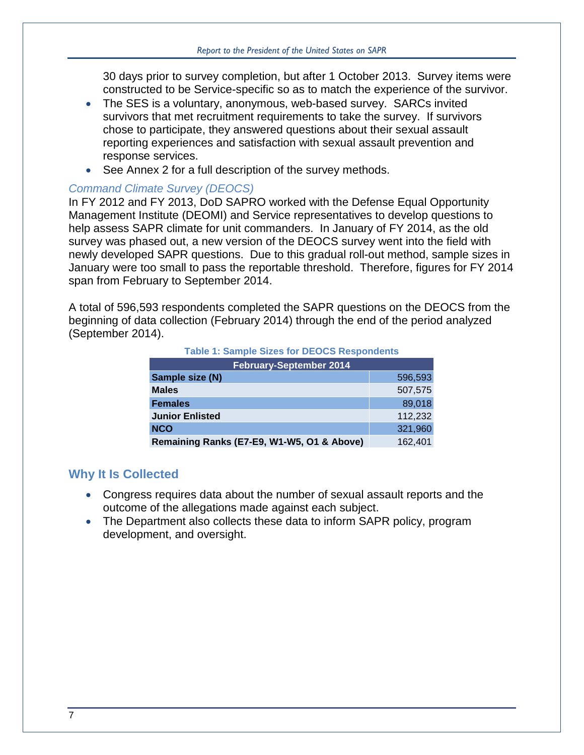30 days prior to survey completion, but after 1 October 2013. Survey items were constructed to be Service-specific so as to match the experience of the survivor.

- The SES is a voluntary, anonymous, web-based survey. SARCs invited survivors that met recruitment requirements to take the survey. If survivors chose to participate, they answered questions about their sexual assault reporting experiences and satisfaction with sexual assault prevention and response services.
- See Annex 2 for a full description of the survey methods.

### *Command Climate Survey (DEOCS)*

In FY 2012 and FY 2013, DoD SAPRO worked with the Defense Equal Opportunity Management Institute (DEOMI) and Service representatives to develop questions to help assess SAPR climate for unit commanders. In January of FY 2014, as the old survey was phased out, a new version of the DEOCS survey went into the field with newly developed SAPR questions. Due to this gradual roll-out method, sample sizes in January were too small to pass the reportable threshold. Therefore, figures for FY 2014 span from February to September 2014.

A total of 596,593 respondents completed the SAPR questions on the DEOCS from the beginning of data collection (February 2014) through the end of the period analyzed (September 2014).

**Table 1: Sample Sizes for DEOCS Respondents**

| February-September 2014 | |
|---|---|
| **Sample size (N)** | 596,593 |
| **Males** | 507,575 |
| **Females** | 89,018 |
| **Junior Enlisted** | 112,232 |
| **NCO** | 321,960 |
| **Remaining Ranks (E7-E9, W1-W5, O1 & Above)** | 162,401 |

## Why It Is Collected

- Congress requires data about the number of sexual assault reports and the outcome of the allegations made against each subject.
- The Department also collects these data to inform SAPR policy, program development, and oversight.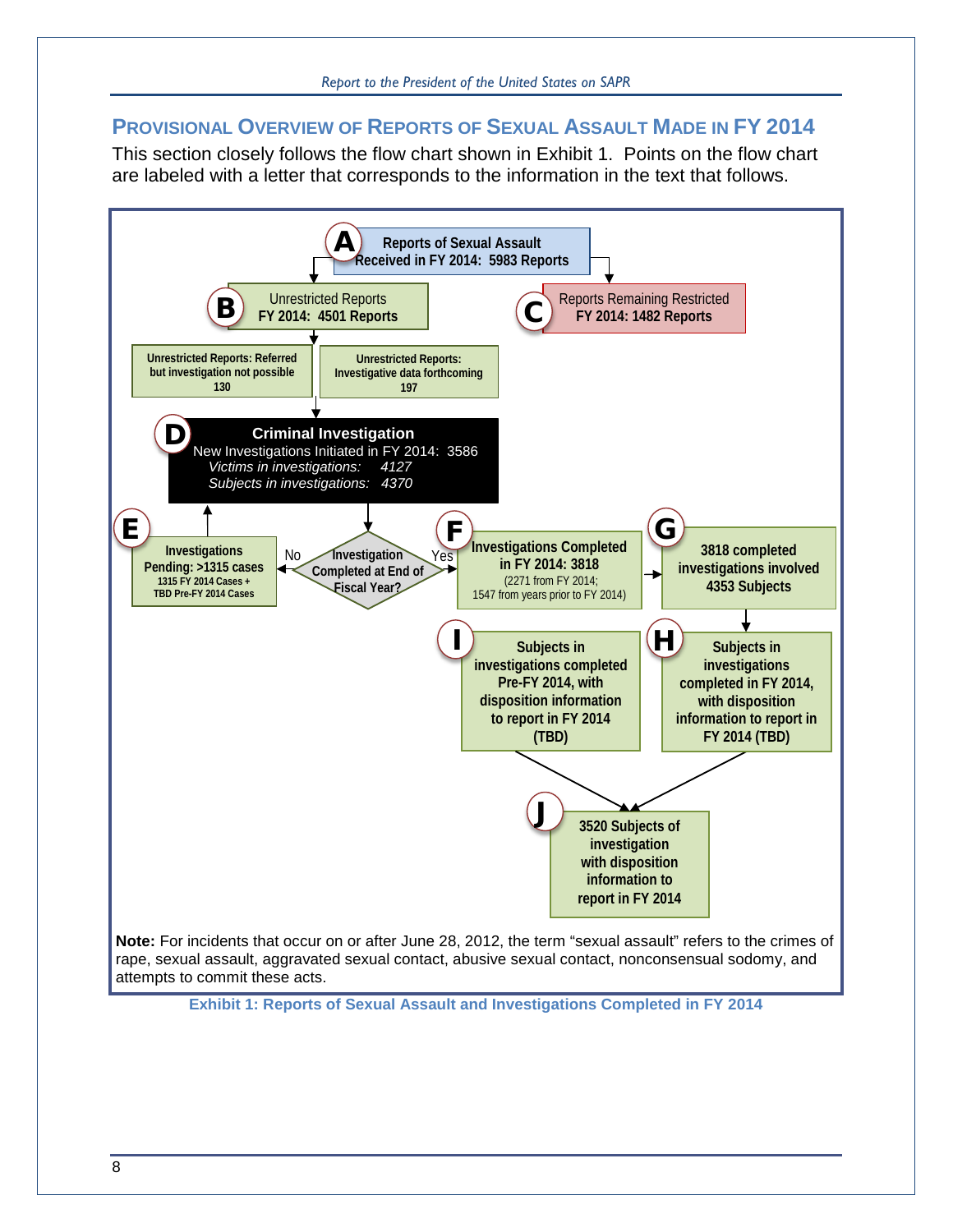## Provisional Overview of Reports of Sexual Assault Made in FY 2014

This section closely follows the flow chart shown in Exhibit 1. Points on the flow chart are labeled with a letter that corresponds to the information in the text that follows.

**A** — Reports of Sexual Assault Received in FY 2014: 5983 Reports

**B** — Unrestricted Reports FY 2014: 4501 Reports

**C** — Reports Remaining Restricted FY 2014: 1482 Reports

Unrestricted Reports: Referred but investigation not possible 130

Unrestricted Reports: Investigative data forthcoming 197

**D** — **Criminal Investigation**
New Investigations Initiated in FY 2014: 3586
*Victims in investigations: 4127*
*Subjects in investigations: 4370*

Investigation Completed at End of Fiscal Year?

No → **E** — Investigations Pending: >1315 cases
1315 FY 2014 Cases +
TBD Pre-FY 2014 Cases

Yes → **F** — Investigations Completed in FY 2014: 3818
(2271 from FY 2014;
1547 from years prior to FY 2014)

**G** — 3818 completed investigations involved 4353 Subjects

**H** — Subjects in investigations completed in FY 2014, with disposition information to report in FY 2014 (TBD)

**I** — Subjects in investigations completed Pre-FY 2014, with disposition information to report in FY 2014 (TBD)

**J** — 3520 Subjects of investigation with disposition information to report in FY 2014

**Note:** For incidents that occur on or after June 28, 2012, the term "sexual assault" refers to the crimes of rape, sexual assault, aggravated sexual contact, abusive sexual contact, nonconsensual sodomy, and attempts to commit these acts.

**Exhibit 1: Reports of Sexual Assault and Investigations Completed in FY 2014**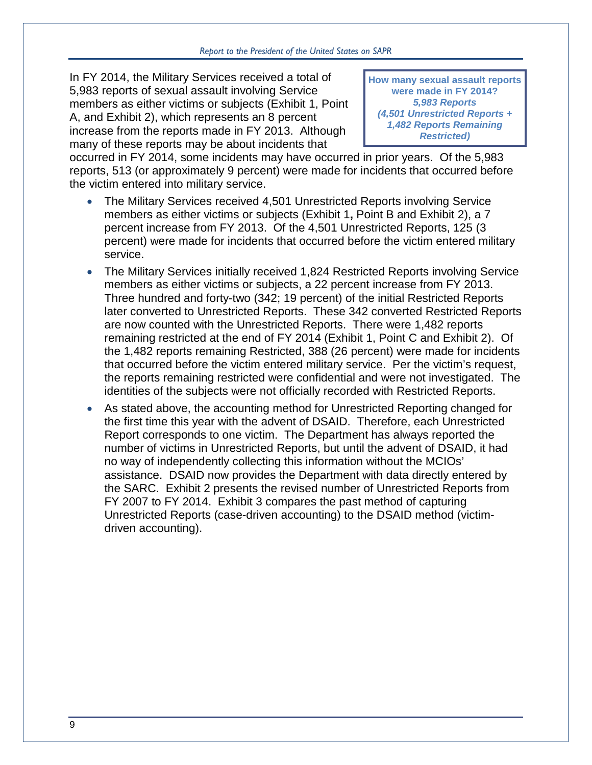> **How many sexual assault reports were made in FY 2014?**
> ***5,983 Reports***
> ***(4,501 Unrestricted Reports + 1,482 Reports Remaining Restricted)***

In FY 2014, the Military Services received a total of 5,983 reports of sexual assault involving Service members as either victims or subjects (Exhibit 1, Point A, and Exhibit 2), which represents an 8 percent increase from the reports made in FY 2013. Although many of these reports may be about incidents that occurred in FY 2014, some incidents may have occurred in prior years. Of the 5,983 reports, 513 (or approximately 9 percent) were made for incidents that occurred before the victim entered into military service.

- The Military Services received 4,501 Unrestricted Reports involving Service members as either victims or subjects (Exhibit 1**,** Point B and Exhibit 2), a 7 percent increase from FY 2013. Of the 4,501 Unrestricted Reports, 125 (3 percent) were made for incidents that occurred before the victim entered military service.
- The Military Services initially received 1,824 Restricted Reports involving Service members as either victims or subjects, a 22 percent increase from FY 2013. Three hundred and forty-two (342; 19 percent) of the initial Restricted Reports later converted to Unrestricted Reports. These 342 converted Restricted Reports are now counted with the Unrestricted Reports. There were 1,482 reports remaining restricted at the end of FY 2014 (Exhibit 1, Point C and Exhibit 2). Of the 1,482 reports remaining Restricted, 388 (26 percent) were made for incidents that occurred before the victim entered military service. Per the victim's request, the reports remaining restricted were confidential and were not investigated. The identities of the subjects were not officially recorded with Restricted Reports.
- As stated above, the accounting method for Unrestricted Reporting changed for the first time this year with the advent of DSAID. Therefore, each Unrestricted Report corresponds to one victim. The Department has always reported the number of victims in Unrestricted Reports, but until the advent of DSAID, it had no way of independently collecting this information without the MCIOs' assistance. DSAID now provides the Department with data directly entered by the SARC. Exhibit 2 presents the revised number of Unrestricted Reports from FY 2007 to FY 2014. Exhibit 3 compares the past method of capturing Unrestricted Reports (case-driven accounting) to the DSAID method (victim-driven accounting).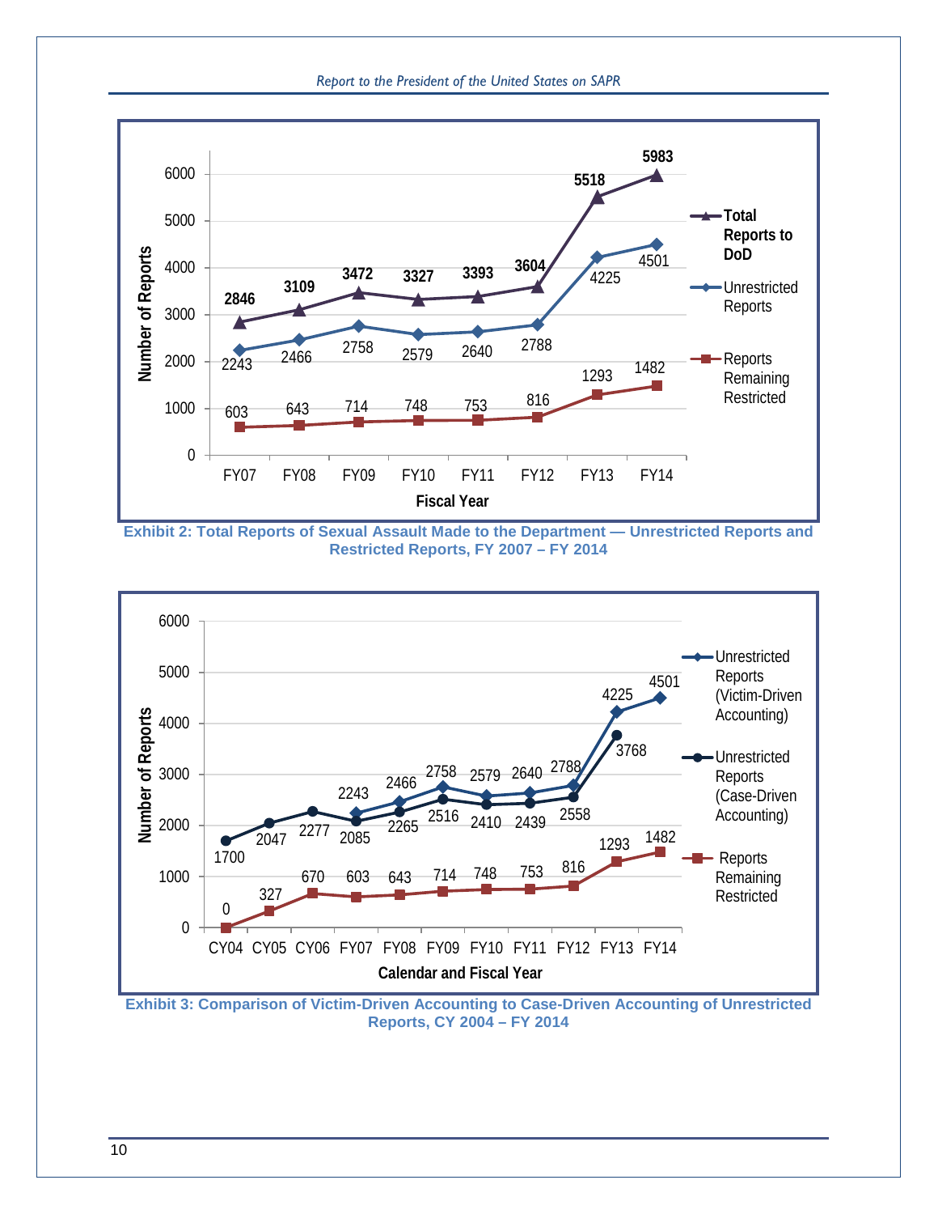| Fiscal Year | Total Reports to DoD | Unrestricted Reports | Reports Remaining Restricted |
|---|---|---|---|
| FY07 | 2846 | 2243 | 603 |
| FY08 | 3109 | 2466 | 643 |
| FY09 | 3472 | 2758 | 714 |
| FY10 | 3327 | 2579 | 748 |
| FY11 | 3393 | 2640 | 753 |
| FY12 | 3604 | 2788 | 816 |
| FY13 | 5518 | 4225 | 1293 |
| FY14 | 5983 | 4501 | 1482 |

**Exhibit 2: Total Reports of Sexual Assault Made to the Department — Unrestricted Reports and Restricted Reports, FY 2007 – FY 2014**

| Calendar and Fiscal Year | Unrestricted Reports (Victim-Driven Accounting) | Unrestricted Reports (Case-Driven Accounting) | Reports Remaining Restricted |
|---|---|---|---|
| CY04 | | 1700 | 0 |
| CY05 | | 2047 | 327 |
| CY06 | | 2277 | 670 |
| FY07 | 2243 | 2085 | 603 |
| FY08 | 2466 | 2265 | 643 |
| FY09 | 2758 | 2516 | 714 |
| FY10 | 2579 | 2410 | 748 |
| FY11 | 2640 | 2439 | 753 |
| FY12 | 2788 | 2558 | 816 |
| FY13 | 4225 | 3768 | 1293 |
| FY14 | 4501 | | 1482 |

**Exhibit 3: Comparison of Victim-Driven Accounting to Case-Driven Accounting of Unrestricted Reports, CY 2004 – FY 2014**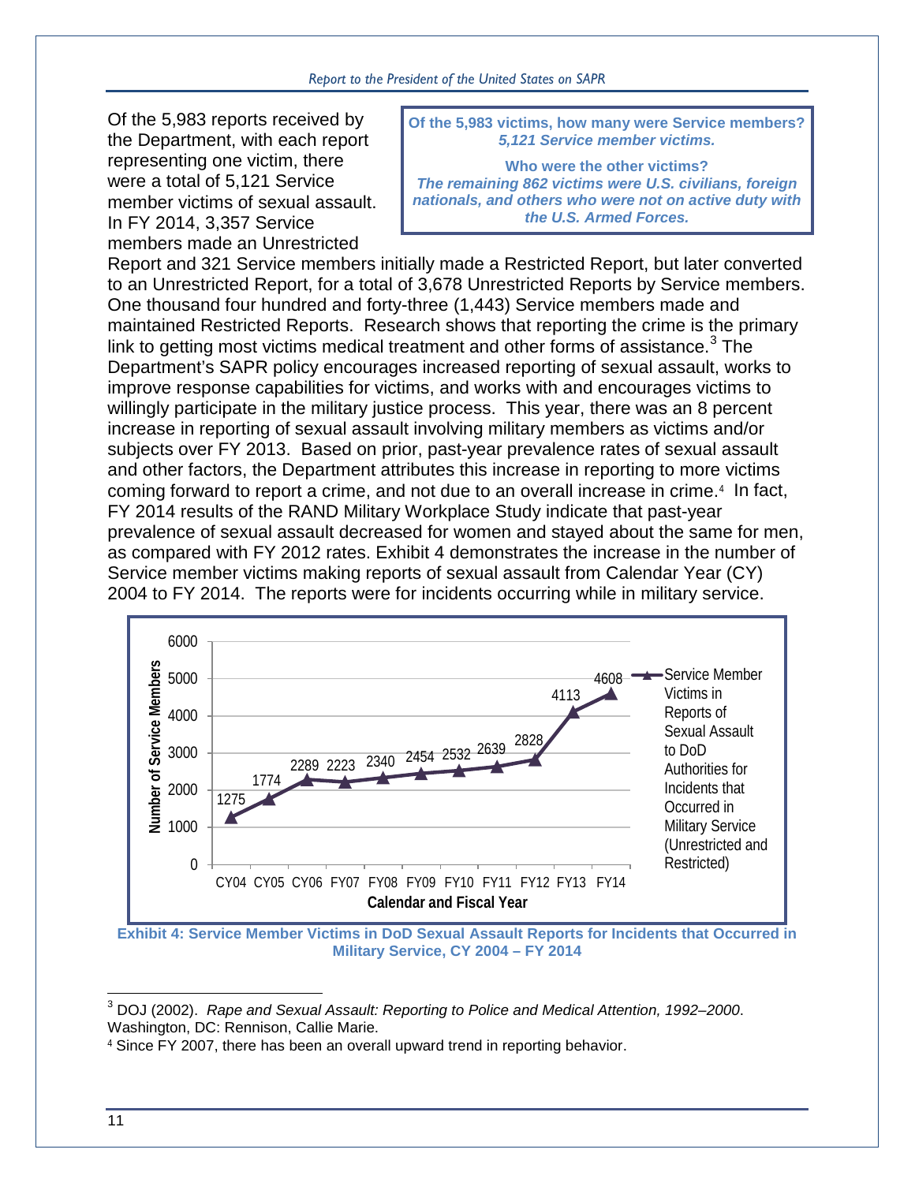Of the 5,983 reports received by the Department, with each report representing one victim, there were a total of 5,121 Service member victims of sexual assault. In FY 2014, 3,357 Service members made an Unrestricted Report and 321 Service members initially made a Restricted Report, but later converted to an Unrestricted Report, for a total of 3,678 Unrestricted Reports by Service members. One thousand four hundred and forty-three (1,443) Service members made and maintained Restricted Reports. Research shows that reporting the crime is the primary link to getting most victims medical treatment and other forms of assistance.[3] The Department's SAPR policy encourages increased reporting of sexual assault, works to improve response capabilities for victims, and works with and encourages victims to willingly participate in the military justice process. This year, there was an 8 percent increase in reporting of sexual assault involving military members as victims and/or subjects over FY 2013. Based on prior, past-year prevalence rates of sexual assault and other factors, the Department attributes this increase in reporting to more victims coming forward to report a crime, and not due to an overall increase in crime.[4] In fact, FY 2014 results of the RAND Military Workplace Study indicate that past-year prevalence of sexual assault decreased for women and stayed about the same for men, as compared with FY 2012 rates. Exhibit 4 demonstrates the increase in the number of Service member victims making reports of sexual assault from Calendar Year (CY) 2004 to FY 2014. The reports were for incidents occurring while in military service.

> **Of the 5,983 victims, how many were Service members?**
> ***5,121 Service member victims.***
>
> **Who were the other victims?**
> ***The remaining 862 victims were U.S. civilians, foreign nationals, and others who were not on active duty with the U.S. Armed Forces.***

Service Member Victims in Reports of Sexual Assault to DoD Authorities for Incidents that Occurred in Military Service (Unrestricted and Restricted)

| Calendar and Fiscal Year | Number of Service Members |
|---|---|
| CY04 | 1275 |
| CY05 | 1774 |
| CY06 | 2289 |
| FY07 | 2223 |
| FY08 | 2340 |
| FY09 | 2454 |
| FY10 | 2532 |
| FY11 | 2639 |
| FY12 | 2828 |
| FY13 | 4113 |
| FY14 | 4608 |

**Exhibit 4: Service Member Victims in DoD Sexual Assault Reports for Incidents that Occurred in Military Service, CY 2004 – FY 2014**

[3] DOJ (2002). *Rape and Sexual Assault: Reporting to Police and Medical Attention, 1992–2000*. Washington, DC: Rennison, Callie Marie.

[4] Since FY 2007, there has been an overall upward trend in reporting behavior.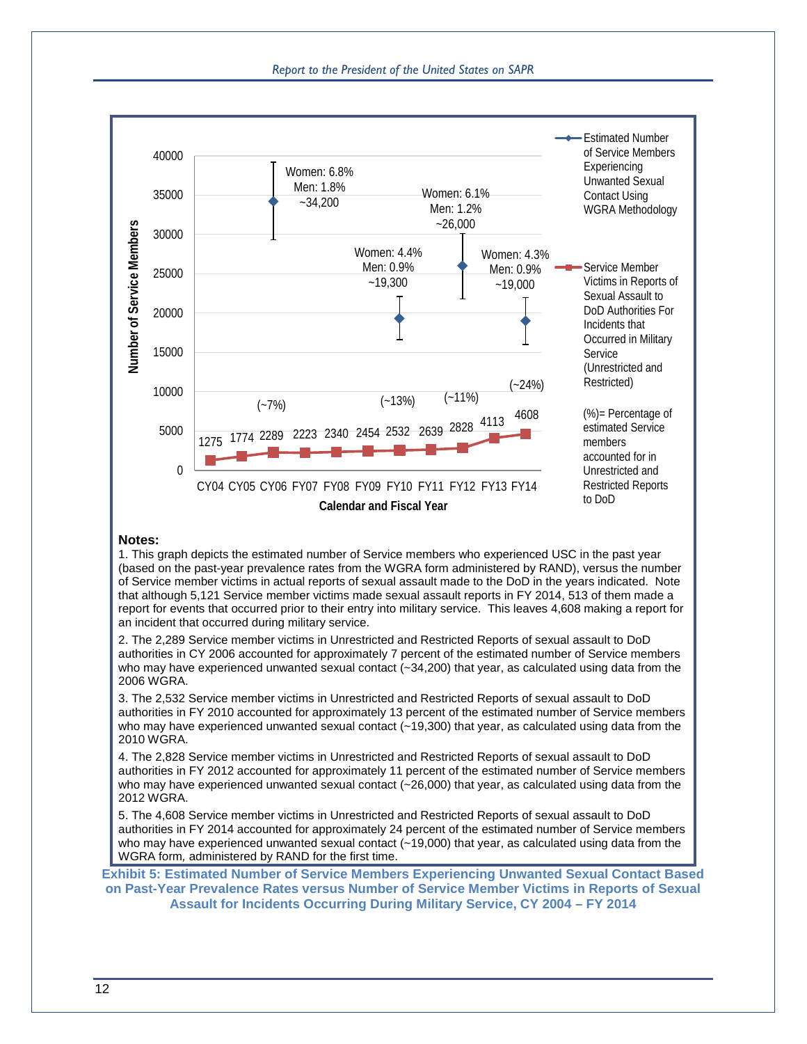**Notes:**

1. This graph depicts the estimated number of Service members who experienced USC in the past year (based on the past-year prevalence rates from the WGRA form administered by RAND), versus the number of Service member victims in actual reports of sexual assault made to the DoD in the years indicated. Note that although 5,121 Service member victims made sexual assault reports in FY 2014, 513 of them made a report for events that occurred prior to their entry into military service. This leaves 4,608 making a report for an incident that occurred during military service.

2. The 2,289 Service member victims in Unrestricted and Restricted Reports of sexual assault to DoD authorities in CY 2006 accounted for approximately 7 percent of the estimated number of Service members who may have experienced unwanted sexual contact (~34,200) that year, as calculated using data from the 2006 WGRA.

3. The 2,532 Service member victims in Unrestricted and Restricted Reports of sexual assault to DoD authorities in FY 2010 accounted for approximately 13 percent of the estimated number of Service members who may have experienced unwanted sexual contact (~19,300) that year, as calculated using data from the 2010 WGRA.

4. The 2,828 Service member victims in Unrestricted and Restricted Reports of sexual assault to DoD authorities in FY 2012 accounted for approximately 11 percent of the estimated number of Service members who may have experienced unwanted sexual contact (~26,000) that year, as calculated using data from the 2012 WGRA.

5. The 4,608 Service member victims in Unrestricted and Restricted Reports of sexual assault to DoD authorities in FY 2014 accounted for approximately 24 percent of the estimated number of Service members who may have experienced unwanted sexual contact (~19,000) that year, as calculated using data from the WGRA form, administered by RAND for the first time.

**Exhibit 5: Estimated Number of Service Members Experiencing Unwanted Sexual Contact Based on Past-Year Prevalence Rates versus Number of Service Member Victims in Reports of Sexual Assault for Incidents Occurring During Military Service, CY 2004 – FY 2014**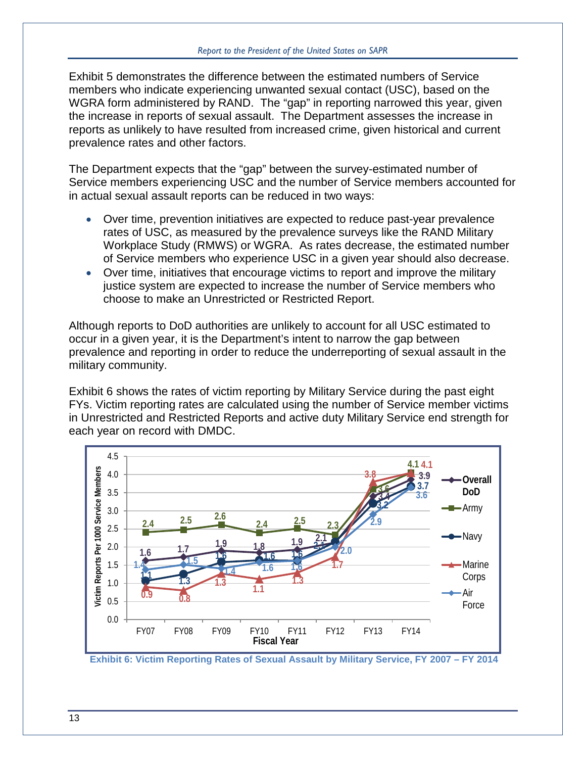Exhibit 5 demonstrates the difference between the estimated numbers of Service members who indicate experiencing unwanted sexual contact (USC), based on the WGRA form administered by RAND. The "gap" in reporting narrowed this year, given the increase in reports of sexual assault. The Department assesses the increase in reports as unlikely to have resulted from increased crime, given historical and current prevalence rates and other factors.

The Department expects that the "gap" between the survey-estimated number of Service members experiencing USC and the number of Service members accounted for in actual sexual assault reports can be reduced in two ways:

- Over time, prevention initiatives are expected to reduce past-year prevalence rates of USC, as measured by the prevalence surveys like the RAND Military Workplace Study (RMWS) or WGRA. As rates decrease, the estimated number of Service members who experience USC in a given year should also decrease.
- Over time, initiatives that encourage victims to report and improve the military justice system are expected to increase the number of Service members who choose to make an Unrestricted or Restricted Report.

Although reports to DoD authorities are unlikely to account for all USC estimated to occur in a given year, it is the Department's intent to narrow the gap between prevalence and reporting in order to reduce the underreporting of sexual assault in the military community.

Exhibit 6 shows the rates of victim reporting by Military Service during the past eight FYs. Victim reporting rates are calculated using the number of Service member victims in Unrestricted and Restricted Reports and active duty Military Service end strength for each year on record with DMDC.

| Victim Reports Per 1000 Service Members | FY07 | FY08 | FY09 | FY10 | FY11 | FY12 | FY13 | FY14 |
|---|---|---|---|---|---|---|---|---|
| Overall DoD | 1.6 | 1.7 | 1.9 | 1.8 | 1.9 | 2.1 | 3.4 | 3.9 |
| Army | 2.4 | 2.5 | 2.6 | 2.4 | 2.5 | 2.3 | 3.6 | 4.1 |
| Navy | 1.1 | 1.3 | 1.6 | 1.6 | 1.6 | 2.1 | 3.2 | 3.7 |
| Marine Corps | 0.9 | 0.8 | 1.3 | 1.1 | 1.3 | 1.7 | 3.8 | 4.1 |
| Air Force | 1.4 | 1.5 | 1.4 | 1.6 | 1.6 | 2.0 | 2.9 | 3.6 |

Exhibit 6: Victim Reporting Rates of Sexual Assault by Military Service, FY 2007 – FY 2014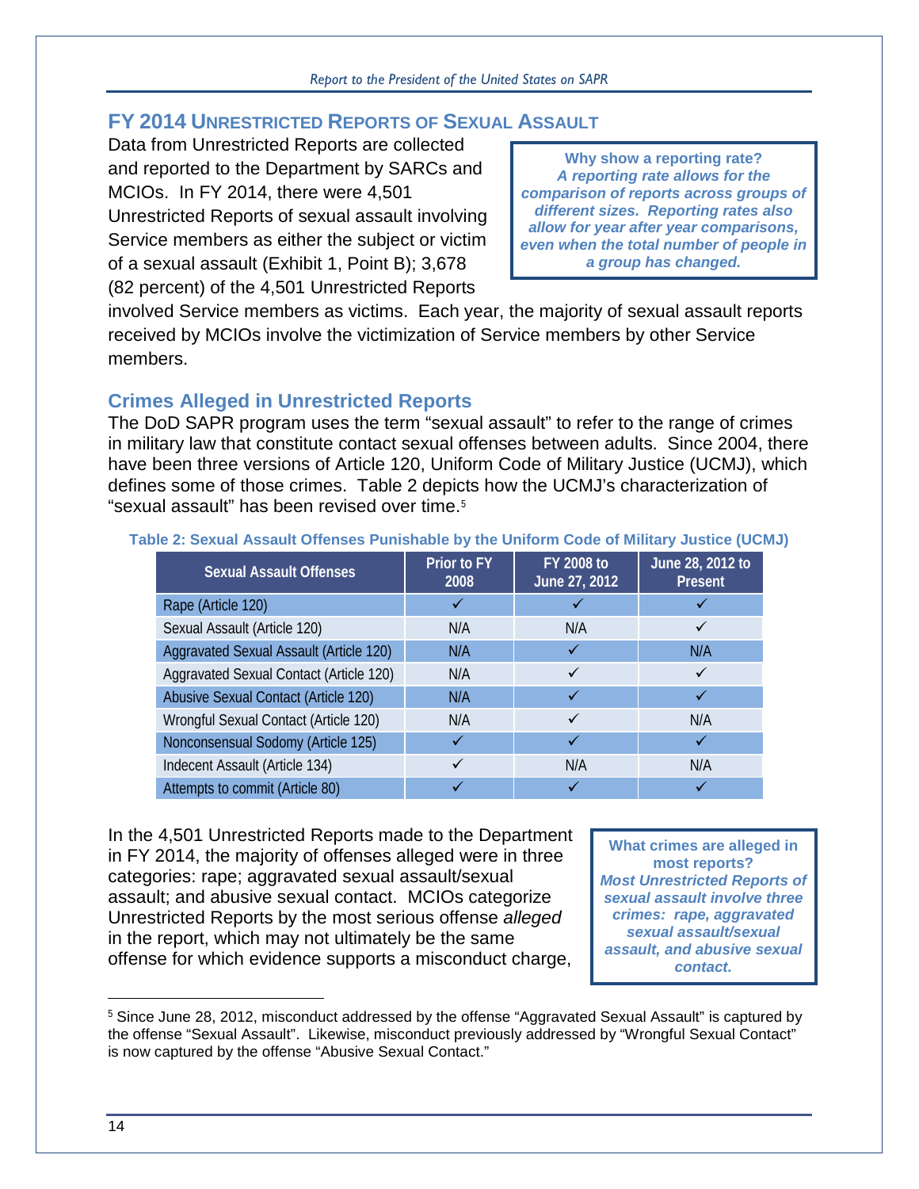## FY 2014 Unrestricted Reports of Sexual Assault

Data from Unrestricted Reports are collected and reported to the Department by SARCs and MCIOs. In FY 2014, there were 4,501 Unrestricted Reports of sexual assault involving Service members as either the subject or victim of a sexual assault (Exhibit 1, Point B); 3,678 (82 percent) of the 4,501 Unrestricted Reports involved Service members as victims. Each year, the majority of sexual assault reports received by MCIOs involve the victimization of Service members by other Service members.

> **Why show a reporting rate?**
> ***A reporting rate allows for the comparison of reports across groups of different sizes. Reporting rates also allow for year after year comparisons, even when the total number of people in a group has changed.***

### Crimes Alleged in Unrestricted Reports

The DoD SAPR program uses the term "sexual assault" to refer to the range of crimes in military law that constitute contact sexual offenses between adults. Since 2004, there have been three versions of Article 120, Uniform Code of Military Justice (UCMJ), which defines some of those crimes. Table 2 depicts how the UCMJ's characterization of "sexual assault" has been revised over time.[5]

**Table 2: Sexual Assault Offenses Punishable by the Uniform Code of Military Justice (UCMJ)**

| Sexual Assault Offenses | Prior to FY 2008 | FY 2008 to June 27, 2012 | June 28, 2012 to Present |
|---|---|---|---|
| Rape (Article 120) | ✓ | ✓ | ✓ |
| Sexual Assault (Article 120) | N/A | N/A | ✓ |
| Aggravated Sexual Assault (Article 120) | N/A | ✓ | N/A |
| Aggravated Sexual Contact (Article 120) | N/A | ✓ | ✓ |
| Abusive Sexual Contact (Article 120) | N/A | ✓ | ✓ |
| Wrongful Sexual Contact (Article 120) | N/A | ✓ | N/A |
| Nonconsensual Sodomy (Article 125) | ✓ | ✓ | ✓ |
| Indecent Assault (Article 134) | ✓ | N/A | N/A |
| Attempts to commit (Article 80) | ✓ | ✓ | ✓ |

In the 4,501 Unrestricted Reports made to the Department in FY 2014, the majority of offenses alleged were in three categories: rape; aggravated sexual assault/sexual assault; and abusive sexual contact. MCIOs categorize Unrestricted Reports by the most serious offense *alleged* in the report, which may not ultimately be the same offense for which evidence supports a misconduct charge,

> **What crimes are alleged in most reports?**
> ***Most Unrestricted Reports of sexual assault involve three crimes: rape, aggravated sexual assault/sexual assault, and abusive sexual contact.***

---

[5] Since June 28, 2012, misconduct addressed by the offense "Aggravated Sexual Assault" is captured by the offense "Sexual Assault". Likewise, misconduct previously addressed by "Wrongful Sexual Contact" is now captured by the offense "Abusive Sexual Contact."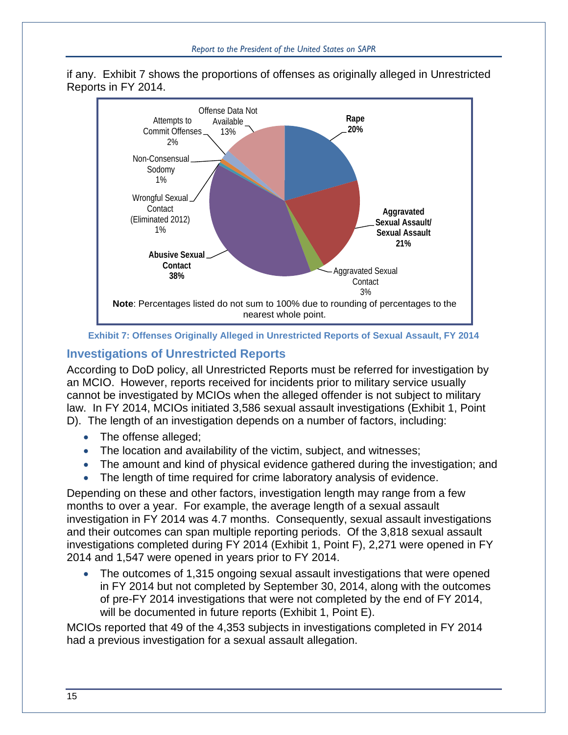if any. Exhibit 7 shows the proportions of offenses as originally alleged in Unrestricted Reports in FY 2014.

| Offense | Percentage |
|---|---|
| Rape | 20% |
| Aggravated Sexual Assault/ Sexual Assault | 21% |
| Aggravated Sexual Contact | 3% |
| Abusive Sexual Contact | 38% |
| Wrongful Sexual Contact (Eliminated 2012) | 1% |
| Non-Consensual Sodomy | 1% |
| Attempts to Commit Offenses | 2% |
| Offense Data Not Available | 13% |

**Note**: Percentages listed do not sum to 100% due to rounding of percentages to the nearest whole point.

**Exhibit 7: Offenses Originally Alleged in Unrestricted Reports of Sexual Assault, FY 2014**

## Investigations of Unrestricted Reports

According to DoD policy, all Unrestricted Reports must be referred for investigation by an MCIO. However, reports received for incidents prior to military service usually cannot be investigated by MCIOs when the alleged offender is not subject to military law. In FY 2014, MCIOs initiated 3,586 sexual assault investigations (Exhibit 1, Point D). The length of an investigation depends on a number of factors, including:

- The offense alleged;
- The location and availability of the victim, subject, and witnesses;
- The amount and kind of physical evidence gathered during the investigation; and
- The length of time required for crime laboratory analysis of evidence.

Depending on these and other factors, investigation length may range from a few months to over a year. For example, the average length of a sexual assault investigation in FY 2014 was 4.7 months. Consequently, sexual assault investigations and their outcomes can span multiple reporting periods. Of the 3,818 sexual assault investigations completed during FY 2014 (Exhibit 1, Point F), 2,271 were opened in FY 2014 and 1,547 were opened in years prior to FY 2014.

- The outcomes of 1,315 ongoing sexual assault investigations that were opened in FY 2014 but not completed by September 30, 2014, along with the outcomes of pre-FY 2014 investigations that were not completed by the end of FY 2014, will be documented in future reports (Exhibit 1, Point E).

MCIOs reported that 49 of the 4,353 subjects in investigations completed in FY 2014 had a previous investigation for a sexual assault allegation.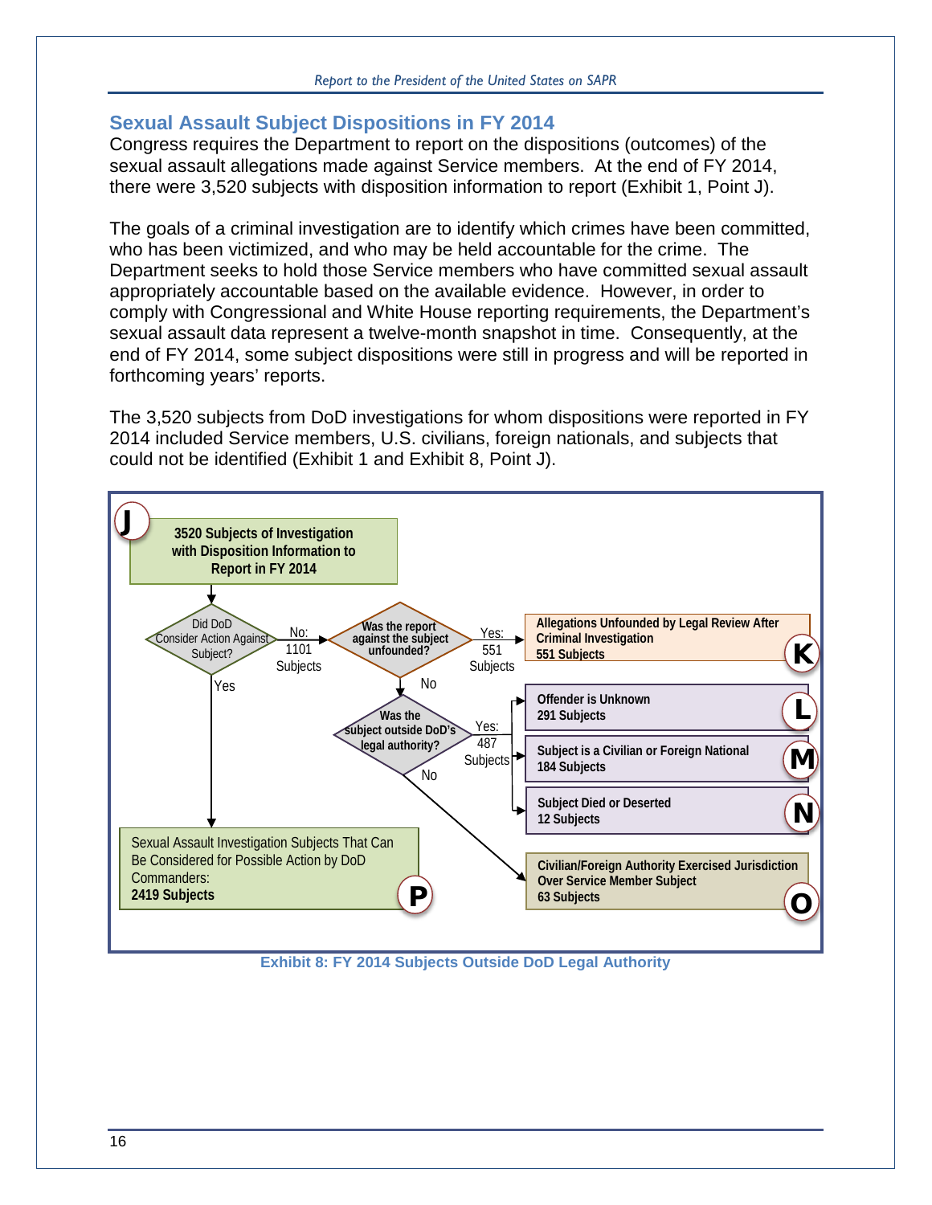## Sexual Assault Subject Dispositions in FY 2014

Congress requires the Department to report on the dispositions (outcomes) of the sexual assault allegations made against Service members. At the end of FY 2014, there were 3,520 subjects with disposition information to report (Exhibit 1, Point J).

The goals of a criminal investigation are to identify which crimes have been committed, who has been victimized, and who may be held accountable for the crime. The Department seeks to hold those Service members who have committed sexual assault appropriately accountable based on the available evidence. However, in order to comply with Congressional and White House reporting requirements, the Department's sexual assault data represent a twelve-month snapshot in time. Consequently, at the end of FY 2014, some subject dispositions were still in progress and will be reported in forthcoming years' reports.

The 3,520 subjects from DoD investigations for whom dispositions were reported in FY 2014 included Service members, U.S. civilians, foreign nationals, and subjects that could not be identified (Exhibit 1 and Exhibit 8, Point J).

- **J**: 3520 Subjects of Investigation with Disposition Information to Report in FY 2014
  - Did DoD Consider Action Against Subject?
    - No: 1101 Subjects → Was the report against the subject unfounded?
      - Yes: 551 Subjects → **K**: Allegations Unfounded by Legal Review After Criminal Investigation, **551 Subjects**
      - No → Was the subject outside DoD's legal authority?
        - Yes: 487 Subjects →
          - **L**: Offender is Unknown, **291 Subjects**
          - **M**: Subject is a Civilian or Foreign National, **184 Subjects**
          - **N**: Subject Died or Deserted, **12 Subjects**
        - No → **O**: Civilian/Foreign Authority Exercised Jurisdiction Over Service Member Subject, **63 Subjects**
    - Yes → **P**: Sexual Assault Investigation Subjects That Can Be Considered for Possible Action by DoD Commanders: **2419 Subjects**

**Exhibit 8: FY 2014 Subjects Outside DoD Legal Authority**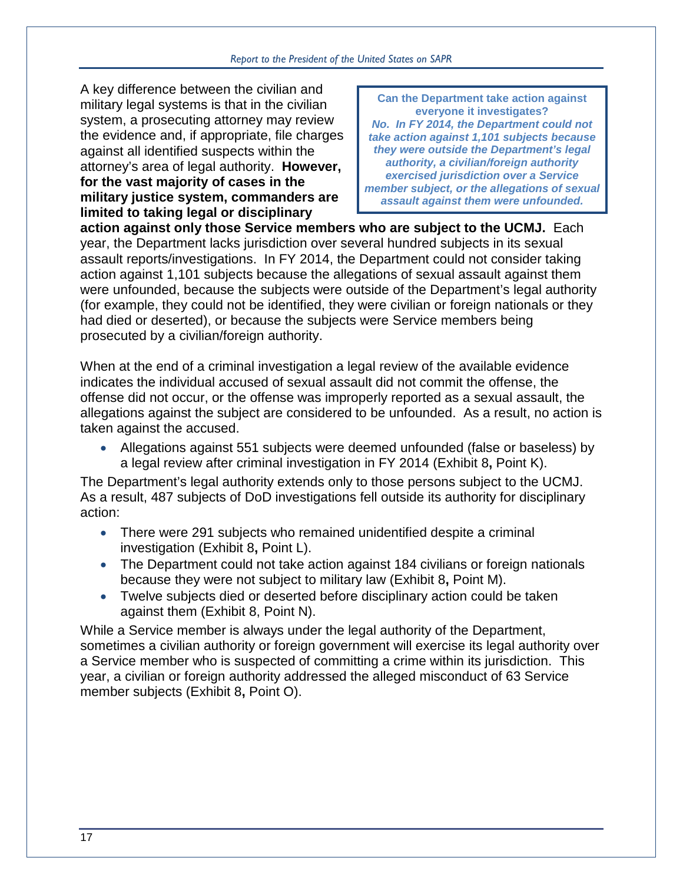> **Can the Department take action against everyone it investigates?**
> ***No. In FY 2014, the Department could not take action against 1,101 subjects because they were outside the Department's legal authority, a civilian/foreign authority exercised jurisdiction over a Service member subject, or the allegations of sexual assault against them were unfounded.***

A key difference between the civilian and military legal systems is that in the civilian system, a prosecuting attorney may review the evidence and, if appropriate, file charges against all identified suspects within the attorney's area of legal authority. **However, for the vast majority of cases in the military justice system, commanders are limited to taking legal or disciplinary action against only those Service members who are subject to the UCMJ.** Each year, the Department lacks jurisdiction over several hundred subjects in its sexual assault reports/investigations. In FY 2014, the Department could not consider taking action against 1,101 subjects because the allegations of sexual assault against them were unfounded, because the subjects were outside of the Department's legal authority (for example, they could not be identified, they were civilian or foreign nationals or they had died or deserted), or because the subjects were Service members being prosecuted by a civilian/foreign authority.

When at the end of a criminal investigation a legal review of the available evidence indicates the individual accused of sexual assault did not commit the offense, the offense did not occur, or the offense was improperly reported as a sexual assault, the allegations against the subject are considered to be unfounded. As a result, no action is taken against the accused.

- Allegations against 551 subjects were deemed unfounded (false or baseless) by a legal review after criminal investigation in FY 2014 (Exhibit 8**,** Point K).

The Department's legal authority extends only to those persons subject to the UCMJ. As a result, 487 subjects of DoD investigations fell outside its authority for disciplinary action:

- There were 291 subjects who remained unidentified despite a criminal investigation (Exhibit 8**,** Point L).
- The Department could not take action against 184 civilians or foreign nationals because they were not subject to military law (Exhibit 8**,** Point M).
- Twelve subjects died or deserted before disciplinary action could be taken against them (Exhibit 8, Point N).

While a Service member is always under the legal authority of the Department, sometimes a civilian authority or foreign government will exercise its legal authority over a Service member who is suspected of committing a crime within its jurisdiction. This year, a civilian or foreign authority addressed the alleged misconduct of 63 Service member subjects (Exhibit 8**,** Point O).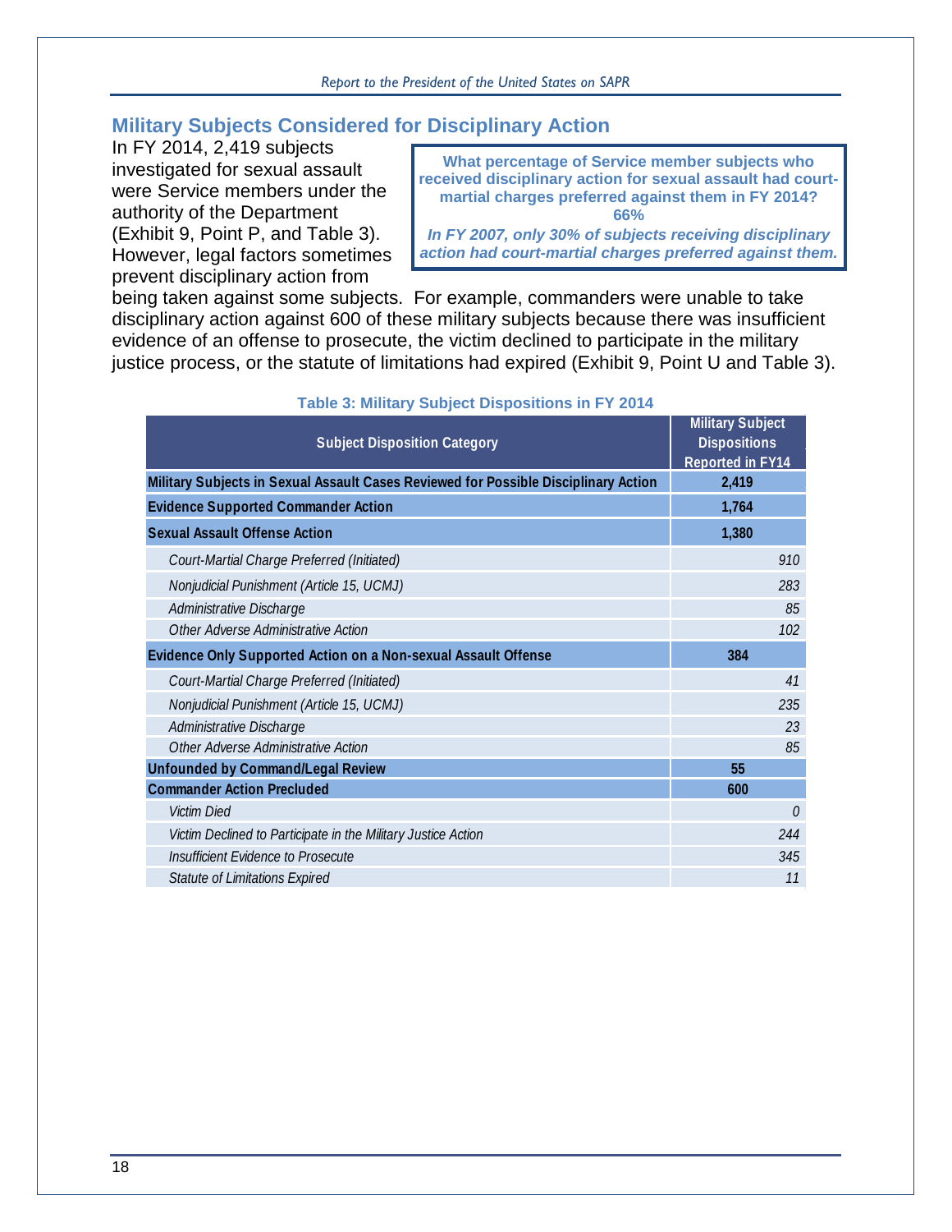## Military Subjects Considered for Disciplinary Action

In FY 2014, 2,419 subjects investigated for sexual assault were Service members under the authority of the Department (Exhibit 9, Point P, and Table 3). However, legal factors sometimes prevent disciplinary action from being taken against some subjects. For example, commanders were unable to take disciplinary action against 600 of these military subjects because there was insufficient evidence of an offense to prosecute, the victim declined to participate in the military justice process, or the statute of limitations had expired (Exhibit 9, Point U and Table 3).

**What percentage of Service member subjects who received disciplinary action for sexual assault had court-martial charges preferred against them in FY 2014?**
**66%**
***In FY 2007, only 30% of subjects receiving disciplinary action had court-martial charges preferred against them.***

**Table 3: Military Subject Dispositions in FY 2014**

| Subject Disposition Category | Military Subject Dispositions Reported in FY14 |
|---|---|
| **Military Subjects in Sexual Assault Cases Reviewed for Possible Disciplinary Action** | **2,419** |
| **Evidence Supported Commander Action** | **1,764** |
| **Sexual Assault Offense Action** | **1,380** |
| *Court-Martial Charge Preferred (Initiated)* | *910* |
| *Nonjudicial Punishment (Article 15, UCMJ)* | *283* |
| *Administrative Discharge* | *85* |
| *Other Adverse Administrative Action* | *102* |
| **Evidence Only Supported Action on a Non-sexual Assault Offense** | **384** |
| *Court-Martial Charge Preferred (Initiated)* | *41* |
| *Nonjudicial Punishment (Article 15, UCMJ)* | *235* |
| *Administrative Discharge* | *23* |
| *Other Adverse Administrative Action* | *85* |
| **Unfounded by Command/Legal Review** | **55** |
| **Commander Action Precluded** | **600** |
| *Victim Died* | *0* |
| *Victim Declined to Participate in the Military Justice Action* | *244* |
| *Insufficient Evidence to Prosecute* | *345* |
| *Statute of Limitations Expired* | *11* |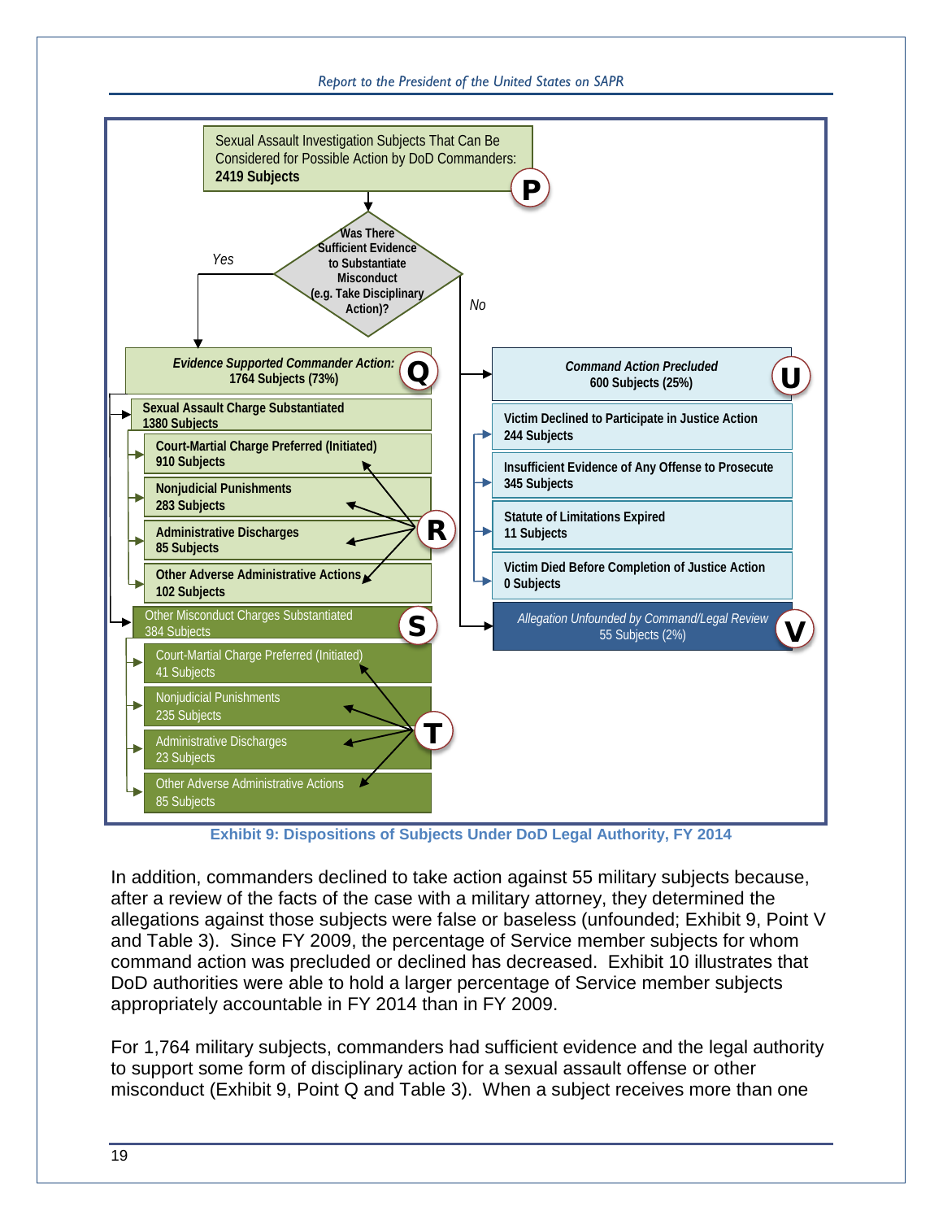Sexual Assault Investigation Subjects That Can Be Considered for Possible Action by DoD Commanders: **2419 Subjects** (P)

**Was There Sufficient Evidence to Substantiate Misconduct (e.g. Take Disciplinary Action)?**

*Yes*

***Evidence Supported Commander Action:*** **1764 Subjects (73%)** (Q)

- **Sexual Assault Charge Substantiated 1380 Subjects**
  - **Court-Martial Charge Preferred (Initiated) 910 Subjects**
  - **Nonjudicial Punishments 283 Subjects**
  - **Administrative Discharges 85 Subjects**
  - **Other Adverse Administrative Actions 102 Subjects**
  - (R)
- Other Misconduct Charges Substantiated 384 Subjects (S)
  - Court-Martial Charge Preferred (Initiated) 41 Subjects
  - Nonjudicial Punishments 235 Subjects
  - Administrative Discharges 23 Subjects
  - Other Adverse Administrative Actions 85 Subjects
  - (T)

*No*

***Command Action Precluded*** **600 Subjects (25%)** (U)

- **Victim Declined to Participate in Justice Action 244 Subjects**
- **Insufficient Evidence of Any Offense to Prosecute 345 Subjects**
- **Statute of Limitations Expired 11 Subjects**
- **Victim Died Before Completion of Justice Action 0 Subjects**

*Allegation Unfounded by Command/Legal Review* 55 Subjects (2%) (V)

**Exhibit 9: Dispositions of Subjects Under DoD Legal Authority, FY 2014**

In addition, commanders declined to take action against 55 military subjects because, after a review of the facts of the case with a military attorney, they determined the allegations against those subjects were false or baseless (unfounded; Exhibit 9, Point V and Table 3). Since FY 2009, the percentage of Service member subjects for whom command action was precluded or declined has decreased. Exhibit 10 illustrates that DoD authorities were able to hold a larger percentage of Service member subjects appropriately accountable in FY 2014 than in FY 2009.

For 1,764 military subjects, commanders had sufficient evidence and the legal authority to support some form of disciplinary action for a sexual assault offense or other misconduct (Exhibit 9, Point Q and Table 3). When a subject receives more than one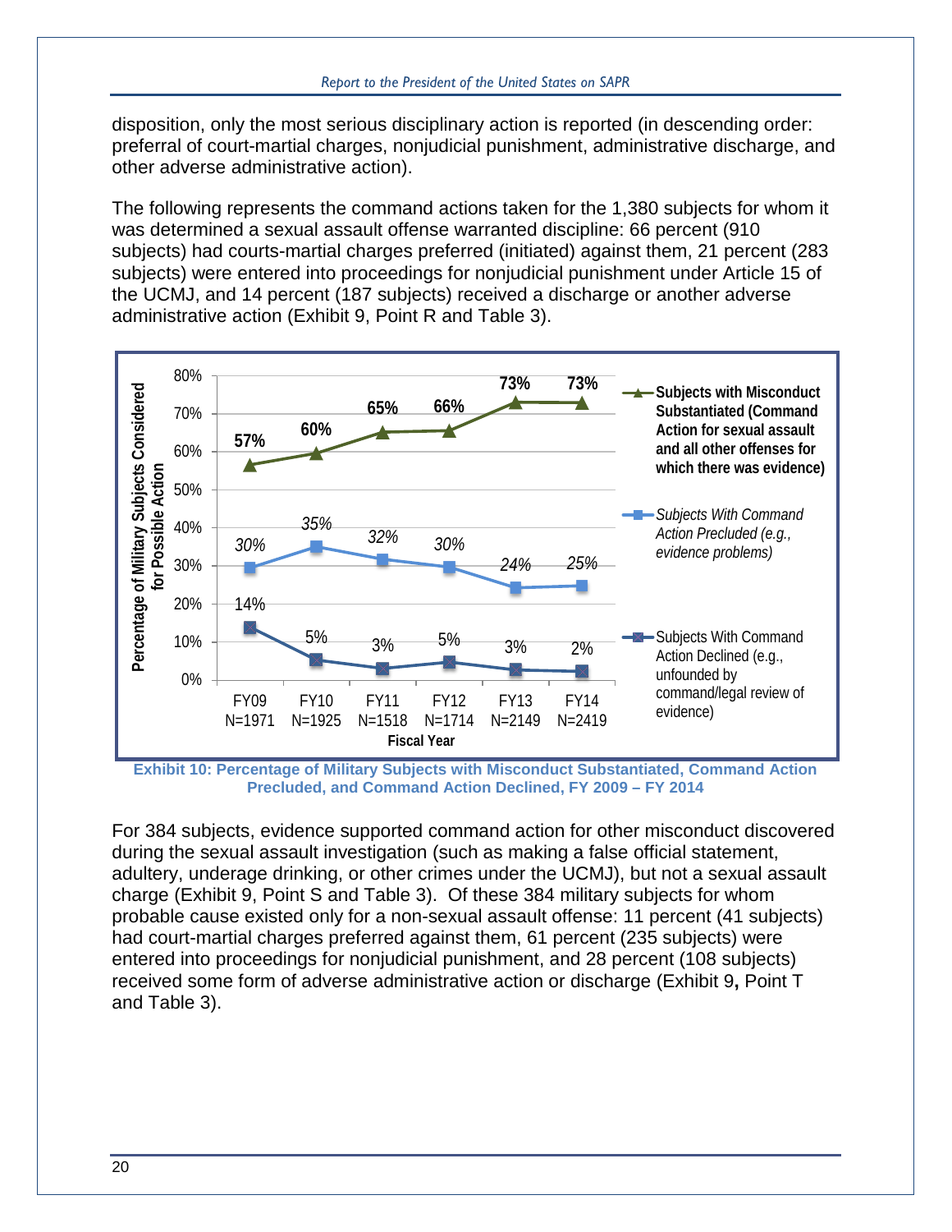disposition, only the most serious disciplinary action is reported (in descending order: preferral of court-martial charges, nonjudicial punishment, administrative discharge, and other adverse administrative action).

The following represents the command actions taken for the 1,380 subjects for whom it was determined a sexual assault offense warranted discipline: 66 percent (910 subjects) had courts-martial charges preferred (initiated) against them, 21 percent (283 subjects) were entered into proceedings for nonjudicial punishment under Article 15 of the UCMJ, and 14 percent (187 subjects) received a discharge or another adverse administrative action (Exhibit 9, Point R and Table 3).

| Fiscal Year | FY09 N=1971 | FY10 N=1925 | FY11 N=1518 | FY12 N=1714 | FY13 N=2149 | FY14 N=2419 |
|---|---|---|---|---|---|---|
| Subjects with Misconduct Substantiated (Command Action for sexual assault and all other offenses for which there was evidence) | 57% | 60% | 65% | 66% | 73% | 73% |
| *Subjects With Command Action Precluded (e.g., evidence problems)* | 30% | 35% | 32% | 30% | 24% | 25% |
| Subjects With Command Action Declined (e.g., unfounded by command/legal review of evidence) | 14% | 5% | 3% | 5% | 3% | 2% |

**Exhibit 10: Percentage of Military Subjects with Misconduct Substantiated, Command Action Precluded, and Command Action Declined, FY 2009 – FY 2014**

For 384 subjects, evidence supported command action for other misconduct discovered during the sexual assault investigation (such as making a false official statement, adultery, underage drinking, or other crimes under the UCMJ), but not a sexual assault charge (Exhibit 9, Point S and Table 3). Of these 384 military subjects for whom probable cause existed only for a non-sexual assault offense: 11 percent (41 subjects) had court-martial charges preferred against them, 61 percent (235 subjects) were entered into proceedings for nonjudicial punishment, and 28 percent (108 subjects) received some form of adverse administrative action or discharge (Exhibit 9**,** Point T and Table 3).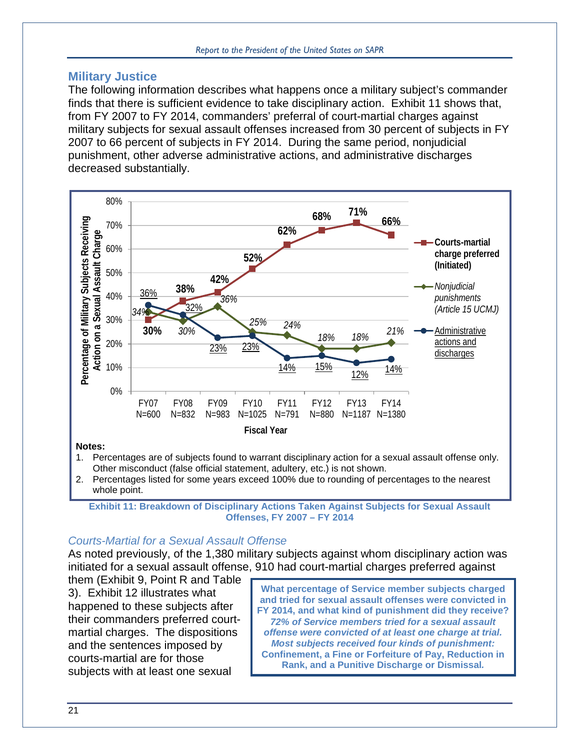## Military Justice

The following information describes what happens once a military subject's commander finds that there is sufficient evidence to take disciplinary action. Exhibit 11 shows that, from FY 2007 to FY 2014, commanders' preferral of court-martial charges against military subjects for sexual assault offenses increased from 30 percent of subjects in FY 2007 to 66 percent of subjects in FY 2014. During the same period, nonjudicial punishment, other adverse administrative actions, and administrative discharges decreased substantially.

Percentage of Military Subjects Receiving Action on a Sexual Assault Charge

| Fiscal Year | FY07 N=600 | FY08 N=832 | FY09 N=983 | FY10 N=1025 | FY11 N=791 | FY12 N=880 | FY13 N=1187 | FY14 N=1380 |
|---|---|---|---|---|---|---|---|---|
| **Courts-martial charge preferred (Initiated)** | 30% | 38% | 42% | 52% | 62% | 68% | 71% | 66% |
| *Nonjudicial punishments (Article 15 UCMJ)* | 34% | 30% | 36% | 25% | 24% | 18% | 18% | 21% |
| Administrative actions and discharges | 36% | 32% | 23% | 23% | 14% | 15% | 12% | 14% |

**Notes:**

1. Percentages are of subjects found to warrant disciplinary action for a sexual assault offense only. Other misconduct (false official statement, adultery, etc.) is not shown.
2. Percentages listed for some years exceed 100% due to rounding of percentages to the nearest whole point.

**Exhibit 11: Breakdown of Disciplinary Actions Taken Against Subjects for Sexual Assault Offenses, FY 2007 – FY 2014**

### *Courts-Martial for a Sexual Assault Offense*

As noted previously, of the 1,380 military subjects against whom disciplinary action was initiated for a sexual assault offense, 910 had court-martial charges preferred against them (Exhibit 9, Point R and Table 3). Exhibit 12 illustrates what happened to these subjects after their commanders preferred court-martial charges. The dispositions and the sentences imposed by courts-martial are for those subjects with at least one sexual

> **What percentage of Service member subjects charged and tried for sexual assault offenses were convicted in FY 2014, and what kind of punishment did they receive?**
> ***72% of Service members tried for a sexual assault offense were convicted of at least one charge at trial. Most subjects received four kinds of punishment:***
> **Confinement, a Fine or Forfeiture of Pay, Reduction in Rank, and a Punitive Discharge or Dismissal.**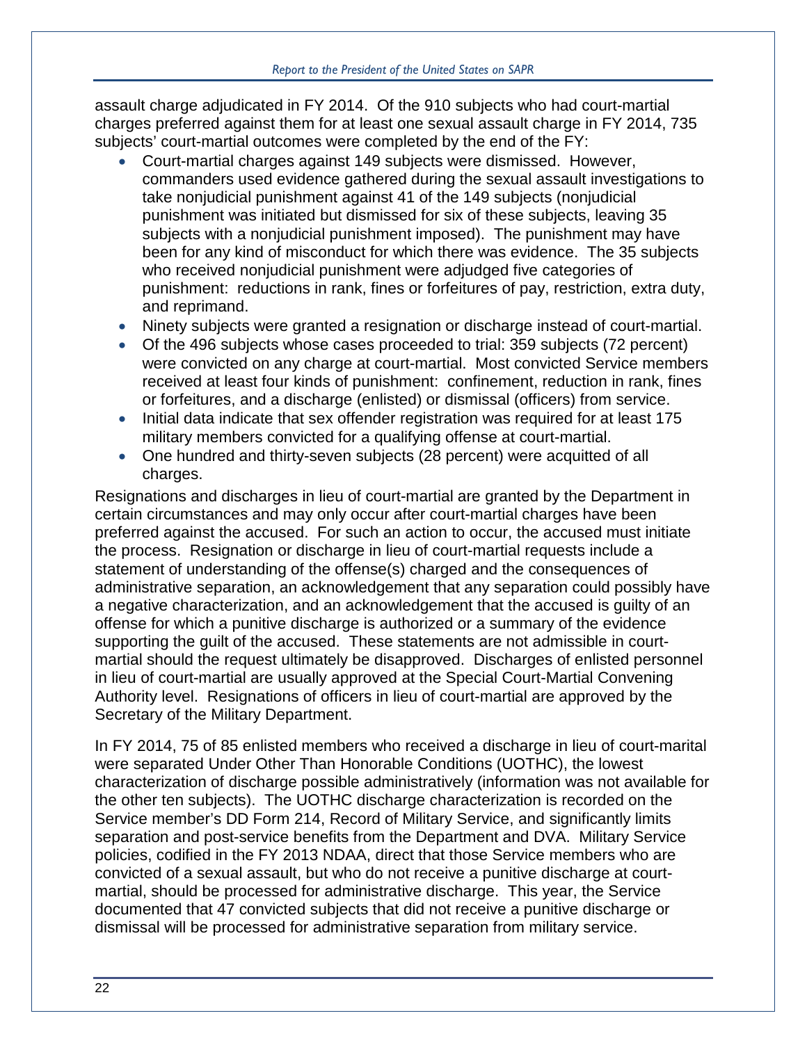assault charge adjudicated in FY 2014. Of the 910 subjects who had court-martial charges preferred against them for at least one sexual assault charge in FY 2014, 735 subjects' court-martial outcomes were completed by the end of the FY:

- Court-martial charges against 149 subjects were dismissed. However, commanders used evidence gathered during the sexual assault investigations to take nonjudicial punishment against 41 of the 149 subjects (nonjudicial punishment was initiated but dismissed for six of these subjects, leaving 35 subjects with a nonjudicial punishment imposed). The punishment may have been for any kind of misconduct for which there was evidence. The 35 subjects who received nonjudicial punishment were adjudged five categories of punishment: reductions in rank, fines or forfeitures of pay, restriction, extra duty, and reprimand.
- Ninety subjects were granted a resignation or discharge instead of court-martial.
- Of the 496 subjects whose cases proceeded to trial: 359 subjects (72 percent) were convicted on any charge at court-martial. Most convicted Service members received at least four kinds of punishment: confinement, reduction in rank, fines or forfeitures, and a discharge (enlisted) or dismissal (officers) from service.
- Initial data indicate that sex offender registration was required for at least 175 military members convicted for a qualifying offense at court-martial.
- One hundred and thirty-seven subjects (28 percent) were acquitted of all charges.

Resignations and discharges in lieu of court-martial are granted by the Department in certain circumstances and may only occur after court-martial charges have been preferred against the accused. For such an action to occur, the accused must initiate the process. Resignation or discharge in lieu of court-martial requests include a statement of understanding of the offense(s) charged and the consequences of administrative separation, an acknowledgement that any separation could possibly have a negative characterization, and an acknowledgement that the accused is guilty of an offense for which a punitive discharge is authorized or a summary of the evidence supporting the guilt of the accused. These statements are not admissible in court-martial should the request ultimately be disapproved. Discharges of enlisted personnel in lieu of court-martial are usually approved at the Special Court-Martial Convening Authority level. Resignations of officers in lieu of court-martial are approved by the Secretary of the Military Department.

In FY 2014, 75 of 85 enlisted members who received a discharge in lieu of court-marital were separated Under Other Than Honorable Conditions (UOTHC), the lowest characterization of discharge possible administratively (information was not available for the other ten subjects). The UOTHC discharge characterization is recorded on the Service member's DD Form 214, Record of Military Service, and significantly limits separation and post-service benefits from the Department and DVA. Military Service policies, codified in the FY 2013 NDAA, direct that those Service members who are convicted of a sexual assault, but who do not receive a punitive discharge at court-martial, should be processed for administrative discharge. This year, the Service documented that 47 convicted subjects that did not receive a punitive discharge or dismissal will be processed for administrative separation from military service.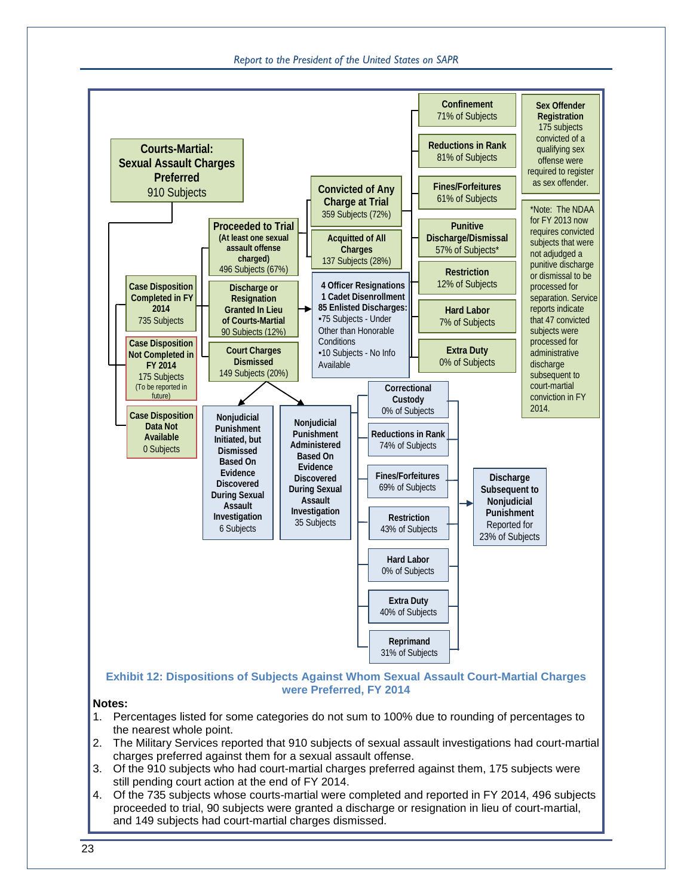**Courts-Martial: Sexual Assault Charges Preferred**
910 Subjects

- **Case Disposition Completed in FY 2014**
  735 Subjects
  - **Proceeded to Trial** (At least one sexual assault offense charged)
    496 Subjects (67%)
    - **Convicted of Any Charge at Trial**
      359 Subjects (72%)
      - **Confinement** 71% of Subjects
      - **Reductions in Rank** 81% of Subjects
      - **Fines/Forfeitures** 61% of Subjects
      - **Punitive Discharge/Dismissal** 57% of Subjects*
      - **Restriction** 12% of Subjects
      - **Hard Labor** 7% of Subjects
      - **Extra Duty** 0% of Subjects
    - **Acquitted of All Charges**
      137 Subjects (28%)
  - **Discharge or Resignation Granted In Lieu of Courts-Martial**
    90 Subjects (12%)
    - **4 Officer Resignations**
    - **1 Cadet Disenrollment**
    - **85 Enlisted Discharges:**
      - 75 Subjects - Under Other than Honorable Conditions
      - 10 Subjects - No Info Available
  - **Court Charges Dismissed**
    149 Subjects (20%)
    - **Nonjudicial Punishment Initiated, but Dismissed Based On Evidence Discovered During Sexual Assault Investigation**
      6 Subjects
    - **Nonjudicial Punishment Administered Based On Evidence Discovered During Sexual Assault Investigation**
      35 Subjects
      - **Correctional Custody** 0% of Subjects
      - **Reductions in Rank** 74% of Subjects
      - **Fines/Forfeitures** 69% of Subjects
      - **Restriction** 43% of Subjects
      - **Hard Labor** 0% of Subjects
      - **Extra Duty** 40% of Subjects
      - **Reprimand** 31% of Subjects
      - → **Discharge Subsequent to Nonjudicial Punishment** Reported for 23% of Subjects
- **Case Disposition Not Completed in FY 2014**
  175 Subjects
  (To be reported in future)
- **Case Disposition Data Not Available**
  0 Subjects

**Sex Offender Registration**
175 subjects convicted of a qualifying sex offense were required to register as sex offender.

*Note: The NDAA for FY 2013 now requires convicted subjects that were not adjudged a punitive discharge or dismissal to be processed for separation. Service reports indicate that 47 convicted subjects were processed for administrative discharge subsequent to court-martial conviction in FY 2014.

**Exhibit 12: Dispositions of Subjects Against Whom Sexual Assault Court-Martial Charges were Preferred, FY 2014**

**Notes:**

1. Percentages listed for some categories do not sum to 100% due to rounding of percentages to the nearest whole point.
2. The Military Services reported that 910 subjects of sexual assault investigations had court-martial charges preferred against them for a sexual assault offense.
3. Of the 910 subjects who had court-martial charges preferred against them, 175 subjects were still pending court action at the end of FY 2014.
4. Of the 735 subjects whose courts-martial were completed and reported in FY 2014, 496 subjects proceeded to trial, 90 subjects were granted a discharge or resignation in lieu of court-martial, and 149 subjects had court-martial charges dismissed.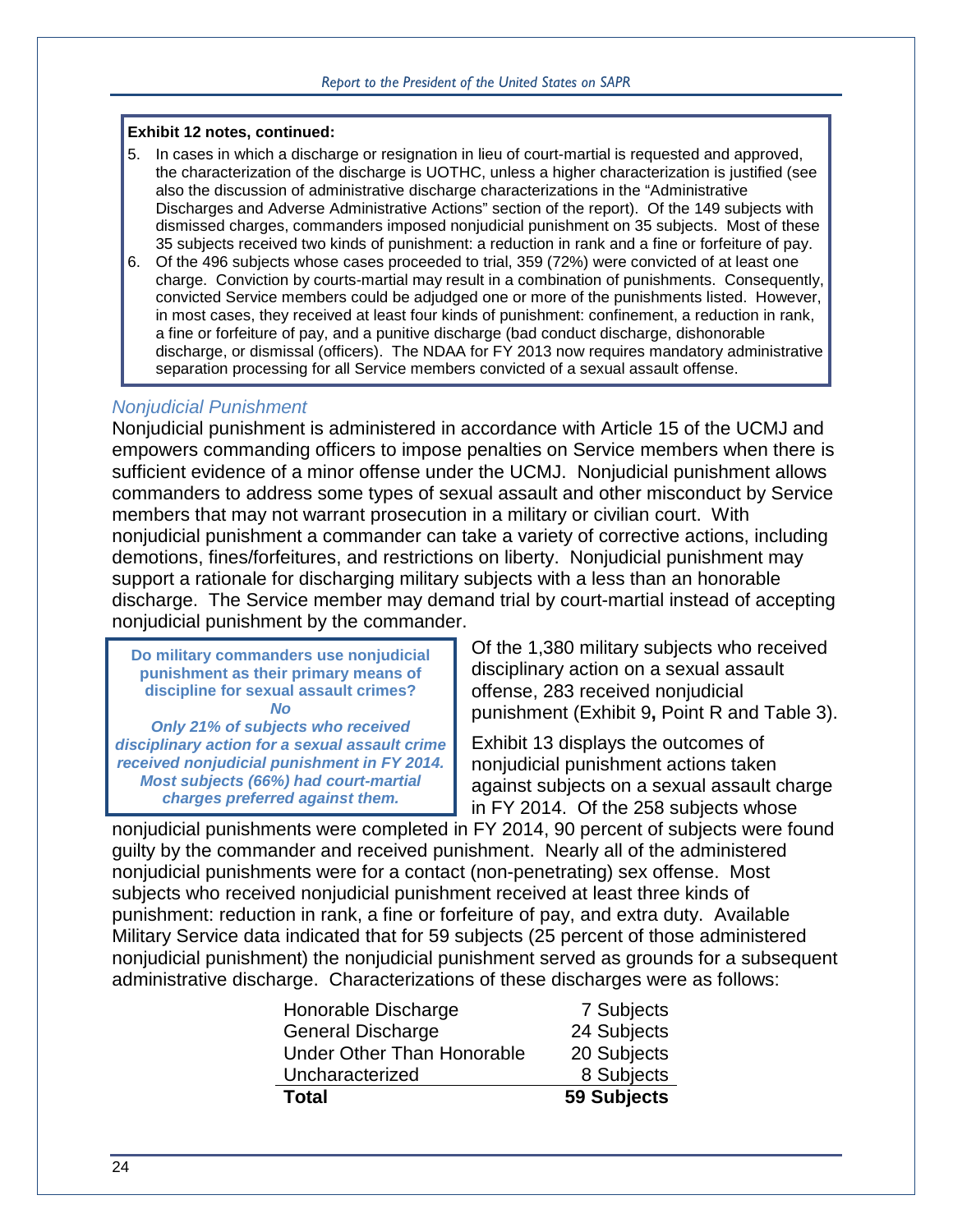**Exhibit 12 notes, continued:**

5. In cases in which a discharge or resignation in lieu of court-martial is requested and approved, the characterization of the discharge is UOTHC, unless a higher characterization is justified (see also the discussion of administrative discharge characterizations in the "Administrative Discharges and Adverse Administrative Actions" section of the report). Of the 149 subjects with dismissed charges, commanders imposed nonjudicial punishment on 35 subjects. Most of these 35 subjects received two kinds of punishment: a reduction in rank and a fine or forfeiture of pay.
6. Of the 496 subjects whose cases proceeded to trial, 359 (72%) were convicted of at least one charge. Conviction by courts-martial may result in a combination of punishments. Consequently, convicted Service members could be adjudged one or more of the punishments listed. However, in most cases, they received at least four kinds of punishment: confinement, a reduction in rank, a fine or forfeiture of pay, and a punitive discharge (bad conduct discharge, dishonorable discharge, or dismissal (officers). The NDAA for FY 2013 now requires mandatory administrative separation processing for all Service members convicted of a sexual assault offense.

### *Nonjudicial Punishment*

Nonjudicial punishment is administered in accordance with Article 15 of the UCMJ and empowers commanding officers to impose penalties on Service members when there is sufficient evidence of a minor offense under the UCMJ. Nonjudicial punishment allows commanders to address some types of sexual assault and other misconduct by Service members that may not warrant prosecution in a military or civilian court. With nonjudicial punishment a commander can take a variety of corrective actions, including demotions, fines/forfeitures, and restrictions on liberty. Nonjudicial punishment may support a rationale for discharging military subjects with a less than an honorable discharge. The Service member may demand trial by court-martial instead of accepting nonjudicial punishment by the commander.

> **Do military commanders use nonjudicial punishment as their primary means of discipline for sexual assault crimes?**
> ***No***
> ***Only 21% of subjects who received disciplinary action for a sexual assault crime received nonjudicial punishment in FY 2014. Most subjects (66%) had court-martial charges preferred against them.***

Of the 1,380 military subjects who received disciplinary action on a sexual assault offense, 283 received nonjudicial punishment (Exhibit 9**,** Point R and Table 3).

Exhibit 13 displays the outcomes of nonjudicial punishment actions taken against subjects on a sexual assault charge in FY 2014. Of the 258 subjects whose nonjudicial punishments were completed in FY 2014, 90 percent of subjects were found guilty by the commander and received punishment. Nearly all of the administered nonjudicial punishments were for a contact (non-penetrating) sex offense. Most subjects who received nonjudicial punishment received at least three kinds of punishment: reduction in rank, a fine or forfeiture of pay, and extra duty. Available Military Service data indicated that for 59 subjects (25 percent of those administered nonjudicial punishment) the nonjudicial punishment served as grounds for a subsequent administrative discharge. Characterizations of these discharges were as follows:

| | |
|---|---:|
| Honorable Discharge | 7 Subjects |
| General Discharge | 24 Subjects |
| Under Other Than Honorable | 20 Subjects |
| Uncharacterized | 8 Subjects |
| **Total** | **59 Subjects** |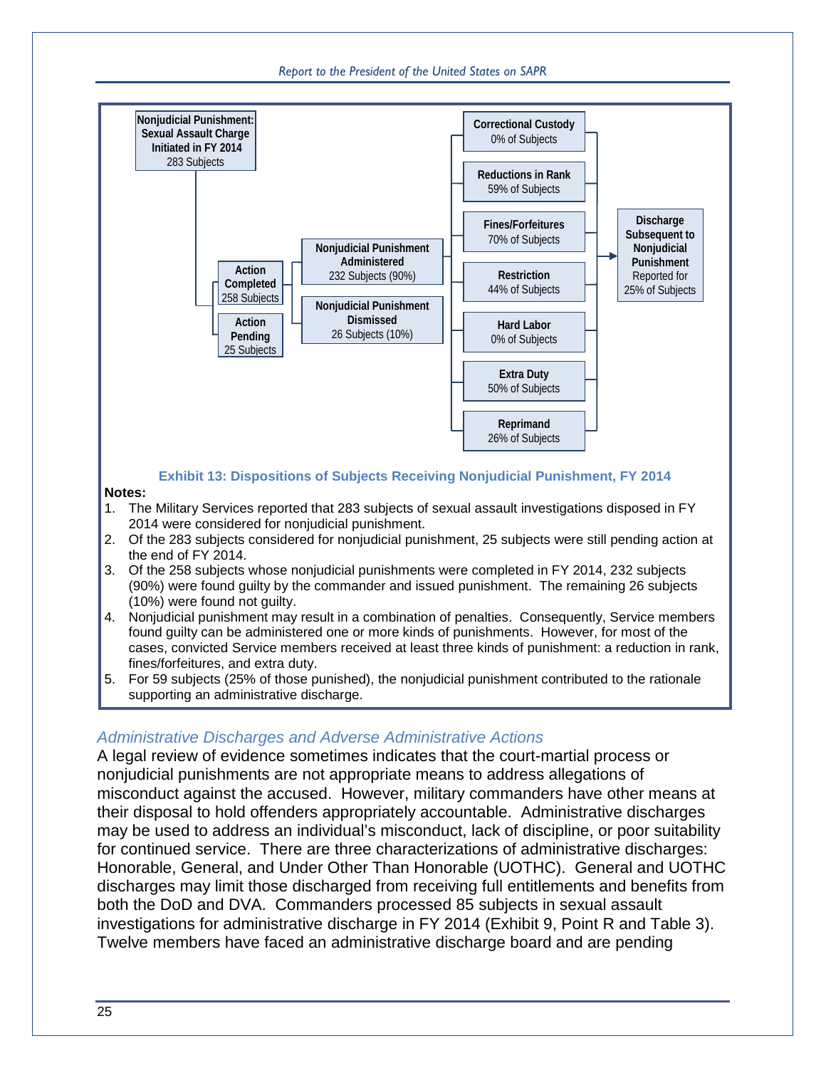Nonjudicial Punishment: Sexual Assault Charge Initiated in FY 2014
283 Subjects

- **Action Completed** 258 Subjects
  - **Nonjudicial Punishment Administered** 232 Subjects (90%)
    - **Correctional Custody** 0% of Subjects
    - **Reductions in Rank** 59% of Subjects
    - **Fines/Forfeitures** 70% of Subjects
    - **Restriction** 44% of Subjects
    - **Hard Labor** 0% of Subjects
    - **Extra Duty** 50% of Subjects
    - **Reprimand** 26% of Subjects
    - → **Discharge Subsequent to Nonjudicial Punishment** Reported for 25% of Subjects
  - **Nonjudicial Punishment Dismissed** 26 Subjects (10%)
- **Action Pending** 25 Subjects

**Exhibit 13: Dispositions of Subjects Receiving Nonjudicial Punishment, FY 2014**

**Notes:**

1. The Military Services reported that 283 subjects of sexual assault investigations disposed in FY 2014 were considered for nonjudicial punishment.
2. Of the 283 subjects considered for nonjudicial punishment, 25 subjects were still pending action at the end of FY 2014.
3. Of the 258 subjects whose nonjudicial punishments were completed in FY 2014, 232 subjects (90%) were found guilty by the commander and issued punishment. The remaining 26 subjects (10%) were found not guilty.
4. Nonjudicial punishment may result in a combination of penalties. Consequently, Service members found guilty can be administered one or more kinds of punishments. However, for most of the cases, convicted Service members received at least three kinds of punishment: a reduction in rank, fines/forfeitures, and extra duty.
5. For 59 subjects (25% of those punished), the nonjudicial punishment contributed to the rationale supporting an administrative discharge.

### *Administrative Discharges and Adverse Administrative Actions*

A legal review of evidence sometimes indicates that the court-martial process or nonjudicial punishments are not appropriate means to address allegations of misconduct against the accused. However, military commanders have other means at their disposal to hold offenders appropriately accountable. Administrative discharges may be used to address an individual's misconduct, lack of discipline, or poor suitability for continued service. There are three characterizations of administrative discharges: Honorable, General, and Under Other Than Honorable (UOTHC). General and UOTHC discharges may limit those discharged from receiving full entitlements and benefits from both the DoD and DVA. Commanders processed 85 subjects in sexual assault investigations for administrative discharge in FY 2014 (Exhibit 9, Point R and Table 3). Twelve members have faced an administrative discharge board and are pending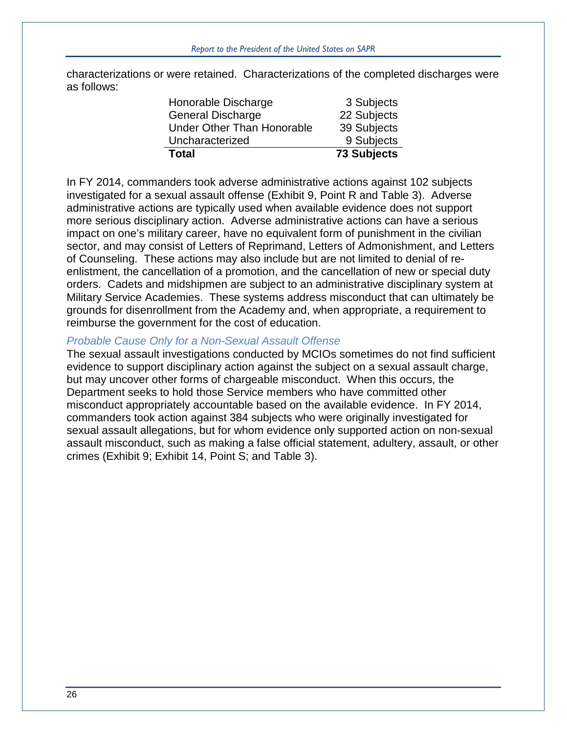characterizations or were retained. Characterizations of the completed discharges were as follows:

| | |
|---|---|
| Honorable Discharge | 3 Subjects |
| General Discharge | 22 Subjects |
| Under Other Than Honorable | 39 Subjects |
| Uncharacterized | 9 Subjects |
| **Total** | **73 Subjects** |

In FY 2014, commanders took adverse administrative actions against 102 subjects investigated for a sexual assault offense (Exhibit 9, Point R and Table 3). Adverse administrative actions are typically used when available evidence does not support more serious disciplinary action. Adverse administrative actions can have a serious impact on one's military career, have no equivalent form of punishment in the civilian sector, and may consist of Letters of Reprimand, Letters of Admonishment, and Letters of Counseling. These actions may also include but are not limited to denial of re-enlistment, the cancellation of a promotion, and the cancellation of new or special duty orders. Cadets and midshipmen are subject to an administrative disciplinary system at Military Service Academies. These systems address misconduct that can ultimately be grounds for disenrollment from the Academy and, when appropriate, a requirement to reimburse the government for the cost of education.

### *Probable Cause Only for a Non-Sexual Assault Offense*

The sexual assault investigations conducted by MCIOs sometimes do not find sufficient evidence to support disciplinary action against the subject on a sexual assault charge, but may uncover other forms of chargeable misconduct. When this occurs, the Department seeks to hold those Service members who have committed other misconduct appropriately accountable based on the available evidence. In FY 2014, commanders took action against 384 subjects who were originally investigated for sexual assault allegations, but for whom evidence only supported action on non-sexual assault misconduct, such as making a false official statement, adultery, assault, or other crimes (Exhibit 9; Exhibit 14, Point S; and Table 3).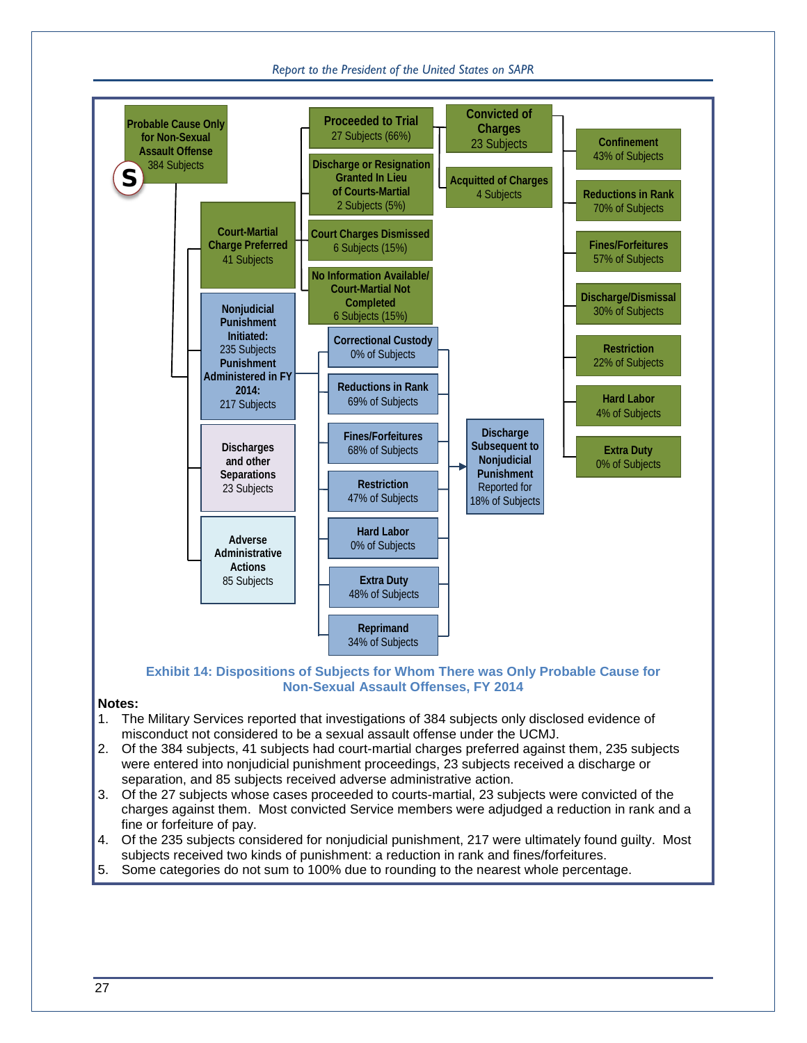**Probable Cause Only for Non-Sexual Assault Offense**
384 Subjects

**S**

- **Court-Martial Charge Preferred** — 41 Subjects
  - **Proceeded to Trial** — 27 Subjects (66%)
    - **Convicted of Charges** — 23 Subjects
      - **Confinement** — 43% of Subjects
      - **Reductions in Rank** — 70% of Subjects
      - **Fines/Forfeitures** — 57% of Subjects
      - **Discharge/Dismissal** — 30% of Subjects
      - **Restriction** — 22% of Subjects
      - **Hard Labor** — 4% of Subjects
      - **Extra Duty** — 0% of Subjects
    - **Acquitted of Charges** — 4 Subjects
  - **Discharge or Resignation Granted In Lieu of Courts-Martial** — 2 Subjects (5%)
  - **Court Charges Dismissed** — 6 Subjects (15%)
  - **No Information Available/ Court-Martial Not Completed** — 6 Subjects (15%)
- **Nonjudicial Punishment Initiated:** 235 Subjects; **Punishment Administered in FY 2014:** 217 Subjects
  - **Correctional Custody** — 0% of Subjects
  - **Reductions in Rank** — 69% of Subjects
  - **Fines/Forfeitures** — 68% of Subjects
  - **Restriction** — 47% of Subjects
  - **Hard Labor** — 0% of Subjects
  - **Extra Duty** — 48% of Subjects
  - **Reprimand** — 34% of Subjects
  - → **Discharge Subsequent to Nonjudicial Punishment** Reported for 18% of Subjects
- **Discharges and other Separations** — 23 Subjects
- **Adverse Administrative Actions** — 85 Subjects

**Exhibit 14: Dispositions of Subjects for Whom There was Only Probable Cause for Non-Sexual Assault Offenses, FY 2014**

**Notes:**

1. The Military Services reported that investigations of 384 subjects only disclosed evidence of misconduct not considered to be a sexual assault offense under the UCMJ.
2. Of the 384 subjects, 41 subjects had court-martial charges preferred against them, 235 subjects were entered into nonjudicial punishment proceedings, 23 subjects received a discharge or separation, and 85 subjects received adverse administrative action.
3. Of the 27 subjects whose cases proceeded to courts-martial, 23 subjects were convicted of the charges against them. Most convicted Service members were adjudged a reduction in rank and a fine or forfeiture of pay.
4. Of the 235 subjects considered for nonjudicial punishment, 217 were ultimately found guilty. Most subjects received two kinds of punishment: a reduction in rank and fines/forfeitures.
5. Some categories do not sum to 100% due to rounding to the nearest whole percentage.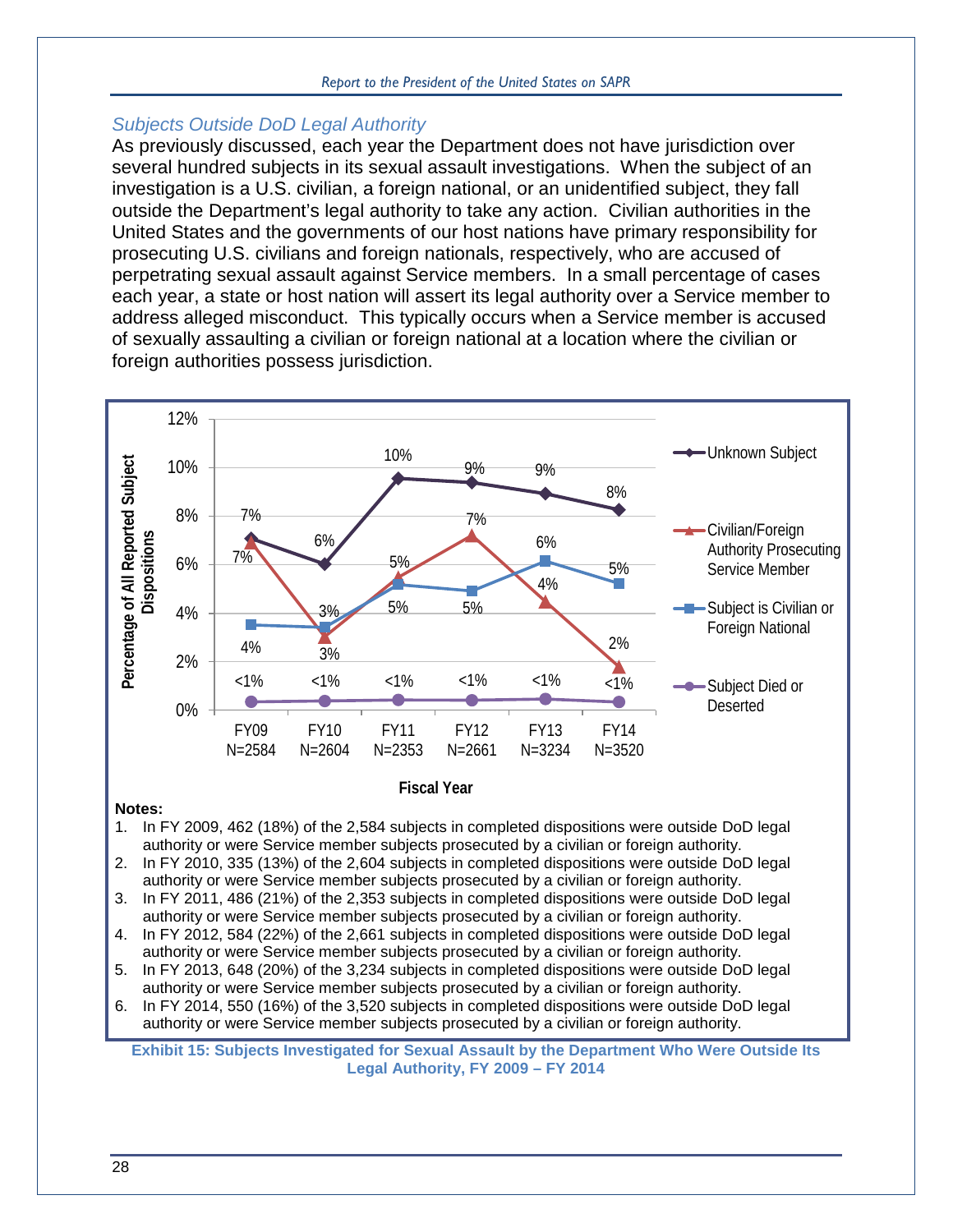### *Subjects Outside DoD Legal Authority*

As previously discussed, each year the Department does not have jurisdiction over several hundred subjects in its sexual assault investigations. When the subject of an investigation is a U.S. civilian, a foreign national, or an unidentified subject, they fall outside the Department's legal authority to take any action. Civilian authorities in the United States and the governments of our host nations have primary responsibility for prosecuting U.S. civilians and foreign nationals, respectively, who are accused of perpetrating sexual assault against Service members. In a small percentage of cases each year, a state or host nation will assert its legal authority over a Service member to address alleged misconduct. This typically occurs when a Service member is accused of sexually assaulting a civilian or foreign national at a location where the civilian or foreign authorities possess jurisdiction.

Percentage of All Reported Subject Dispositions, by Fiscal Year:

| | FY09 N=2584 | FY10 N=2604 | FY11 N=2353 | FY12 N=2661 | FY13 N=3234 | FY14 N=3520 |
|---|---|---|---|---|---|---|
| Unknown Subject | 7% | 6% | 10% | 9% | 9% | 8% |
| Civilian/Foreign Authority Prosecuting Service Member | 7% | 3% | 5% | 7% | 4% | 2% |
| Subject is Civilian or Foreign National | 4% | 3% | 5% | 5% | 6% | 5% |
| Subject Died or Deserted | <1% | <1% | <1% | <1% | <1% | <1% |

**Notes:**

1. In FY 2009, 462 (18%) of the 2,584 subjects in completed dispositions were outside DoD legal authority or were Service member subjects prosecuted by a civilian or foreign authority.
2. In FY 2010, 335 (13%) of the 2,604 subjects in completed dispositions were outside DoD legal authority or were Service member subjects prosecuted by a civilian or foreign authority.
3. In FY 2011, 486 (21%) of the 2,353 subjects in completed dispositions were outside DoD legal authority or were Service member subjects prosecuted by a civilian or foreign authority.
4. In FY 2012, 584 (22%) of the 2,661 subjects in completed dispositions were outside DoD legal authority or were Service member subjects prosecuted by a civilian or foreign authority.
5. In FY 2013, 648 (20%) of the 3,234 subjects in completed dispositions were outside DoD legal authority or were Service member subjects prosecuted by a civilian or foreign authority.
6. In FY 2014, 550 (16%) of the 3,520 subjects in completed dispositions were outside DoD legal authority or were Service member subjects prosecuted by a civilian or foreign authority.

**Exhibit 15: Subjects Investigated for Sexual Assault by the Department Who Were Outside Its Legal Authority, FY 2009 – FY 2014**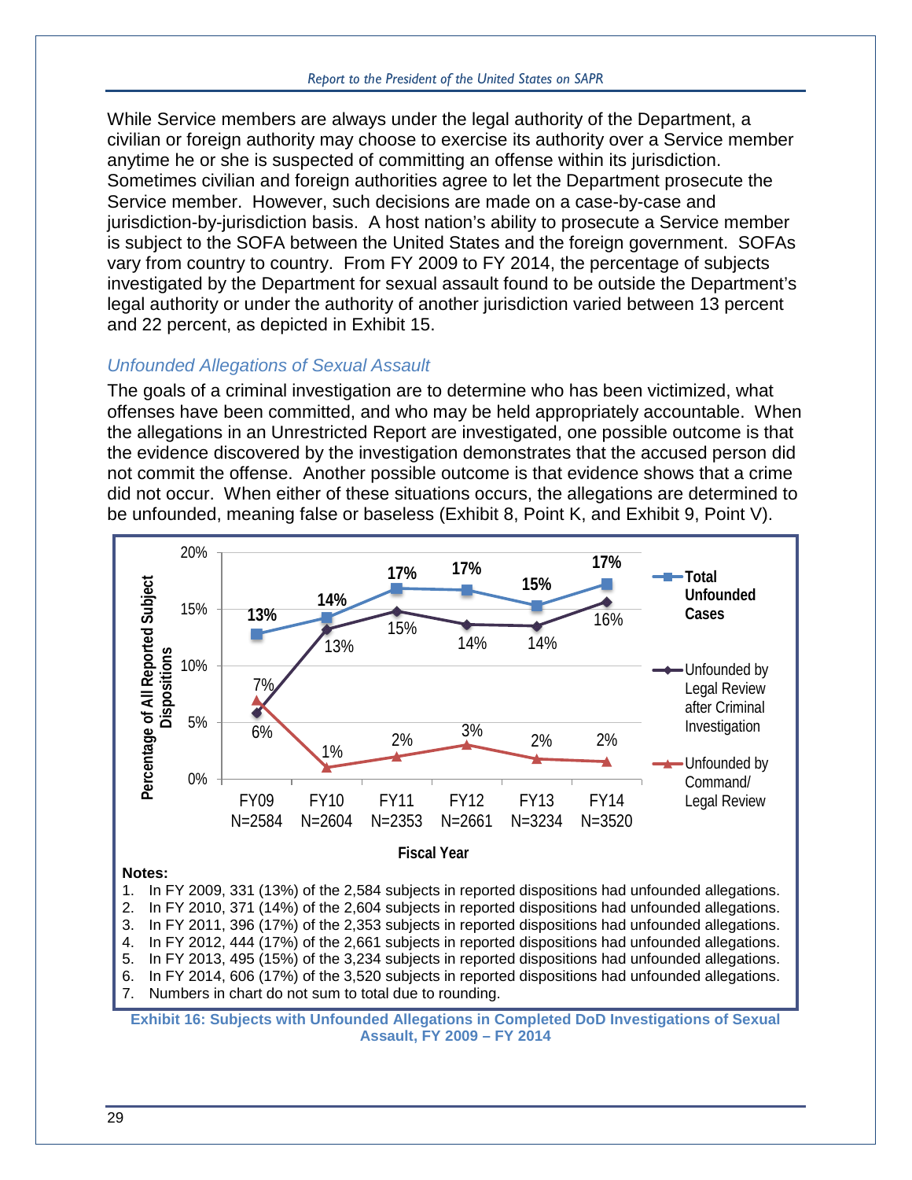While Service members are always under the legal authority of the Department, a civilian or foreign authority may choose to exercise its authority over a Service member anytime he or she is suspected of committing an offense within its jurisdiction. Sometimes civilian and foreign authorities agree to let the Department prosecute the Service member. However, such decisions are made on a case-by-case and jurisdiction-by-jurisdiction basis. A host nation's ability to prosecute a Service member is subject to the SOFA between the United States and the foreign government. SOFAs vary from country to country. From FY 2009 to FY 2014, the percentage of subjects investigated by the Department for sexual assault found to be outside the Department's legal authority or under the authority of another jurisdiction varied between 13 percent and 22 percent, as depicted in Exhibit 15.

### *Unfounded Allegations of Sexual Assault*

The goals of a criminal investigation are to determine who has been victimized, what offenses have been committed, and who may be held appropriately accountable. When the allegations in an Unrestricted Report are investigated, one possible outcome is that the evidence discovered by the investigation demonstrates that the accused person did not commit the offense. Another possible outcome is that evidence shows that a crime did not occur. When either of these situations occurs, the allegations are determined to be unfounded, meaning false or baseless (Exhibit 8, Point K, and Exhibit 9, Point V).

| Fiscal Year | Total Unfounded Cases | Unfounded by Legal Review after Criminal Investigation | Unfounded by Command/ Legal Review |
|---|---|---|---|
| FY09 N=2584 | 13% | 6% | 7% |
| FY10 N=2604 | 14% | 13% | 1% |
| FY11 N=2353 | 17% | 15% | 2% |
| FY12 N=2661 | 17% | 14% | 3% |
| FY13 N=3234 | 15% | 14% | 2% |
| FY14 N=3520 | 17% | 16% | 2% |

**Notes:**

1. In FY 2009, 331 (13%) of the 2,584 subjects in reported dispositions had unfounded allegations.
2. In FY 2010, 371 (14%) of the 2,604 subjects in reported dispositions had unfounded allegations.
3. In FY 2011, 396 (17%) of the 2,353 subjects in reported dispositions had unfounded allegations.
4. In FY 2012, 444 (17%) of the 2,661 subjects in reported dispositions had unfounded allegations.
5. In FY 2013, 495 (15%) of the 3,234 subjects in reported dispositions had unfounded allegations.
6. In FY 2014, 606 (17%) of the 3,520 subjects in reported dispositions had unfounded allegations.
7. Numbers in chart do not sum to total due to rounding.

**Exhibit 16: Subjects with Unfounded Allegations in Completed DoD Investigations of Sexual Assault, FY 2009 – FY 2014**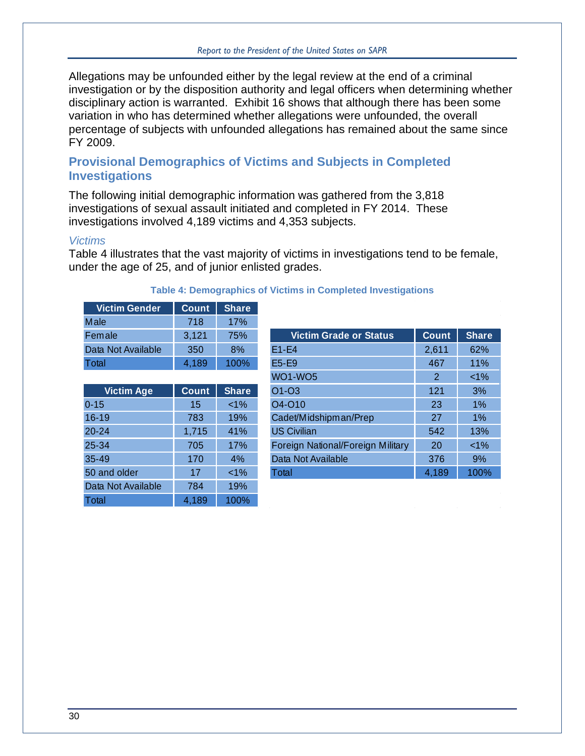Allegations may be unfounded either by the legal review at the end of a criminal investigation or by the disposition authority and legal officers when determining whether disciplinary action is warranted. Exhibit 16 shows that although there has been some variation in who has determined whether allegations were unfounded, the overall percentage of subjects with unfounded allegations has remained about the same since FY 2009.

## Provisional Demographics of Victims and Subjects in Completed Investigations

The following initial demographic information was gathered from the 3,818 investigations of sexual assault initiated and completed in FY 2014. These investigations involved 4,189 victims and 4,353 subjects.

### *Victims*

Table 4 illustrates that the vast majority of victims in investigations tend to be female, under the age of 25, and of junior enlisted grades.

**Table 4: Demographics of Victims in Completed Investigations**

| Victim Gender | Count | Share |
|---|---|---|
| Male | 718 | 17% |
| Female | 3,121 | 75% |
| Data Not Available | 350 | 8% |
| Total | 4,189 | 100% |

| Victim Age | Count | Share |
|---|---|---|
| 0-15 | 15 | <1% |
| 16-19 | 783 | 19% |
| 20-24 | 1,715 | 41% |
| 25-34 | 705 | 17% |
| 35-49 | 170 | 4% |
| 50 and older | 17 | <1% |
| Data Not Available | 784 | 19% |
| Total | 4,189 | 100% |

| Victim Grade or Status | Count | Share |
|---|---|---|
| E1-E4 | 2,611 | 62% |
| E5-E9 | 467 | 11% |
| WO1-WO5 | 2 | <1% |
| O1-O3 | 121 | 3% |
| O4-O10 | 23 | 1% |
| Cadet/Midshipman/Prep | 27 | 1% |
| US Civilian | 542 | 13% |
| Foreign National/Foreign Military | 20 | <1% |
| Data Not Available | 376 | 9% |
| Total | 4,189 | 100% |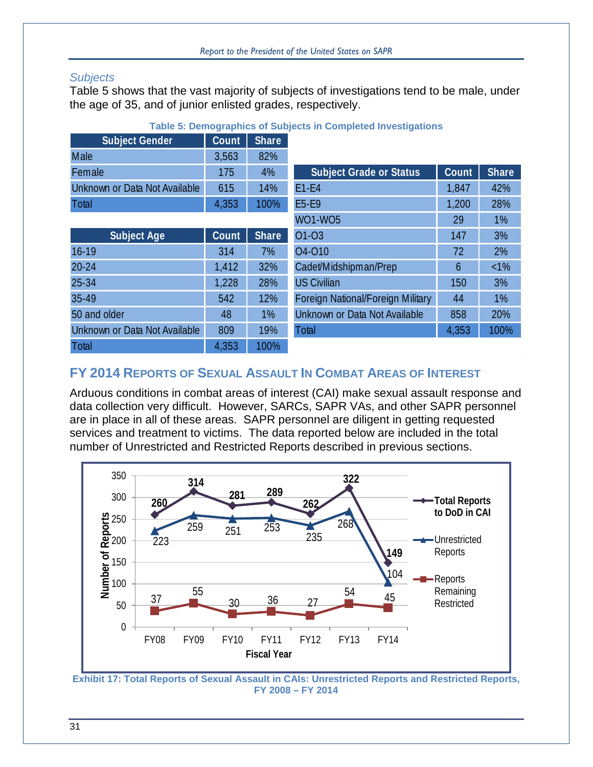### *Subjects*

Table 5 shows that the vast majority of subjects of investigations tend to be male, under the age of 35, and of junior enlisted grades, respectively.

**Table 5: Demographics of Subjects in Completed Investigations**

| Subject Gender | Count | Share |
|---|---|---|
| Male | 3,563 | 82% |
| Female | 175 | 4% |
| Unknown or Data Not Available | 615 | 14% |
| Total | 4,353 | 100% |

| Subject Age | Count | Share |
|---|---|---|
| 16-19 | 314 | 7% |
| 20-24 | 1,412 | 32% |
| 25-34 | 1,228 | 28% |
| 35-49 | 542 | 12% |
| 50 and older | 48 | 1% |
| Unknown or Data Not Available | 809 | 19% |
| Total | 4,353 | 100% |

| Subject Grade or Status | Count | Share |
|---|---|---|
| E1-E4 | 1,847 | 42% |
| E5-E9 | 1,200 | 28% |
| WO1-WO5 | 29 | 1% |
| O1-O3 | 147 | 3% |
| O4-O10 | 72 | 2% |
| Cadet/Midshipman/Prep | 6 | <1% |
| US Civilian | 150 | 3% |
| Foreign National/Foreign Military | 44 | 1% |
| Unknown or Data Not Available | 858 | 20% |
| Total | 4,353 | 100% |

## FY 2014 Reports of Sexual Assault In Combat Areas of Interest

Arduous conditions in combat areas of interest (CAI) make sexual assault response and data collection very difficult. However, SARCs, SAPR VAs, and other SAPR personnel are in place in all of these areas. SAPR personnel are diligent in getting requested services and treatment to victims. The data reported below are included in the total number of Unrestricted and Restricted Reports described in previous sections.

| Fiscal Year | Total Reports to DoD in CAI | Unrestricted Reports | Reports Remaining Restricted |
|---|---|---|---|
| FY08 | 260 | 223 | 37 |
| FY09 | 314 | 259 | 55 |
| FY10 | 281 | 251 | 30 |
| FY11 | 289 | 253 | 36 |
| FY12 | 262 | 235 | 27 |
| FY13 | 322 | 268 | 54 |
| FY14 | 149 | 104 | 45 |

**Exhibit 17: Total Reports of Sexual Assault in CAIs: Unrestricted Reports and Restricted Reports, FY 2008 – FY 2014**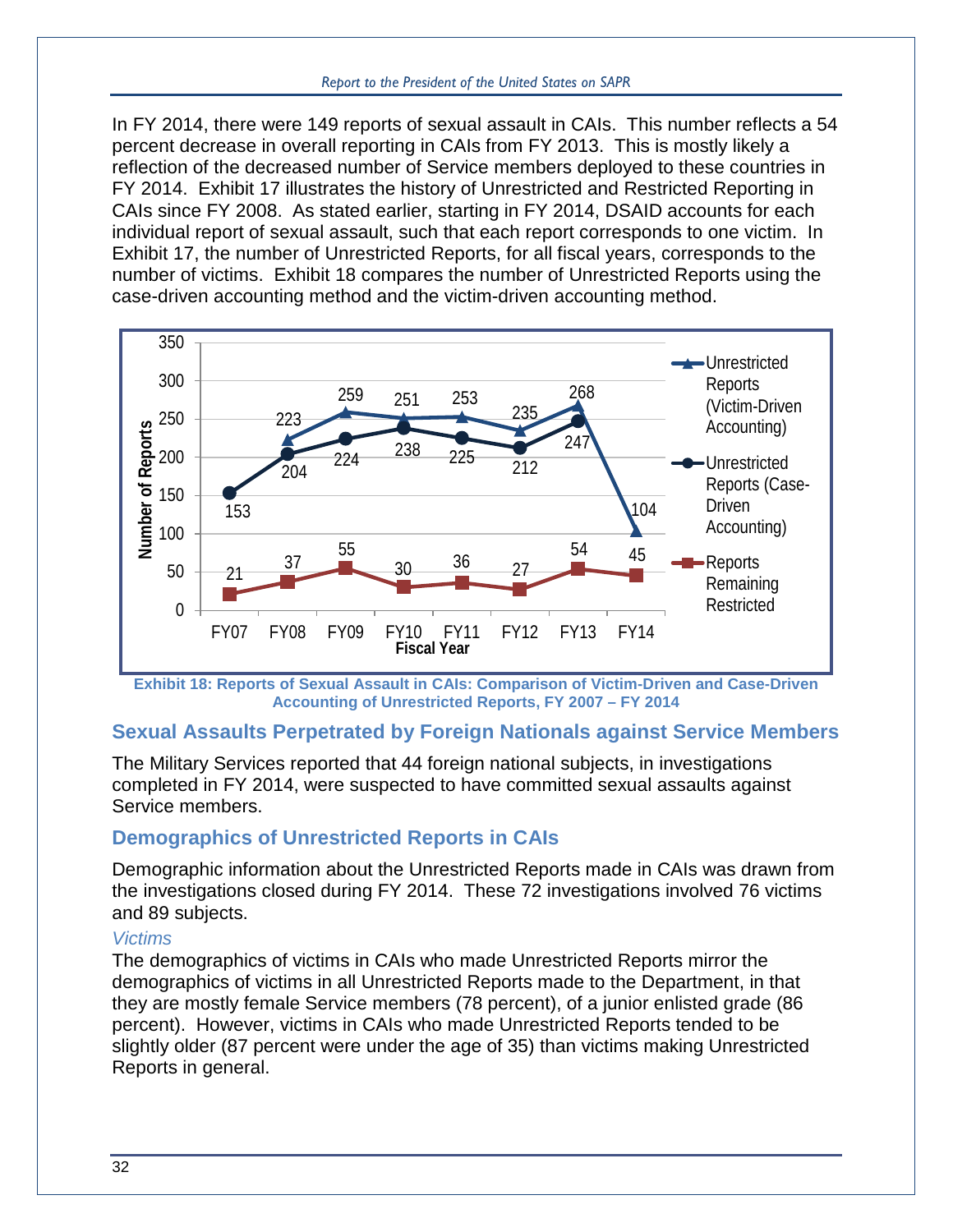In FY 2014, there were 149 reports of sexual assault in CAIs. This number reflects a 54 percent decrease in overall reporting in CAIs from FY 2013. This is mostly likely a reflection of the decreased number of Service members deployed to these countries in FY 2014. Exhibit 17 illustrates the history of Unrestricted and Restricted Reporting in CAIs since FY 2008. As stated earlier, starting in FY 2014, DSAID accounts for each individual report of sexual assault, such that each report corresponds to one victim. In Exhibit 17, the number of Unrestricted Reports, for all fiscal years, corresponds to the number of victims. Exhibit 18 compares the number of Unrestricted Reports using the case-driven accounting method and the victim-driven accounting method.

| Fiscal Year | Unrestricted Reports (Victim-Driven Accounting) | Unrestricted Reports (Case-Driven Accounting) | Reports Remaining Restricted |
|---|---|---|---|
| FY07 | | 153 | 21 |
| FY08 | 223 | 204 | 37 |
| FY09 | 259 | 224 | 55 |
| FY10 | 251 | 238 | 30 |
| FY11 | 253 | 225 | 36 |
| FY12 | 235 | 212 | 27 |
| FY13 | 268 | 247 | 54 |
| FY14 | 104 | | 45 |

**Exhibit 18: Reports of Sexual Assault in CAIs: Comparison of Victim-Driven and Case-Driven Accounting of Unrestricted Reports, FY 2007 – FY 2014**

## Sexual Assaults Perpetrated by Foreign Nationals against Service Members

The Military Services reported that 44 foreign national subjects, in investigations completed in FY 2014, were suspected to have committed sexual assaults against Service members.

## Demographics of Unrestricted Reports in CAIs

Demographic information about the Unrestricted Reports made in CAIs was drawn from the investigations closed during FY 2014. These 72 investigations involved 76 victims and 89 subjects.

### *Victims*

The demographics of victims in CAIs who made Unrestricted Reports mirror the demographics of victims in all Unrestricted Reports made to the Department, in that they are mostly female Service members (78 percent), of a junior enlisted grade (86 percent). However, victims in CAIs who made Unrestricted Reports tended to be slightly older (87 percent were under the age of 35) than victims making Unrestricted Reports in general.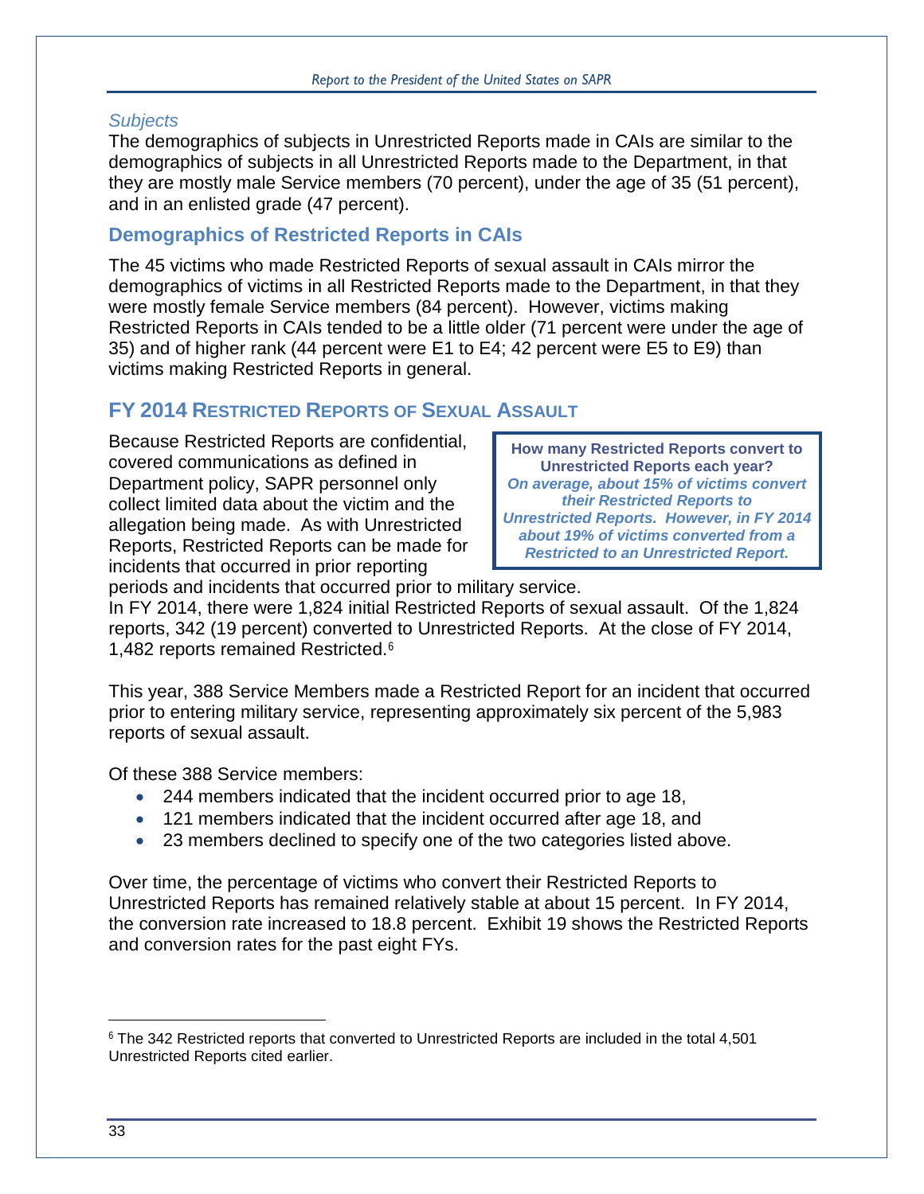### *Subjects*

The demographics of subjects in Unrestricted Reports made in CAIs are similar to the demographics of subjects in all Unrestricted Reports made to the Department, in that they are mostly male Service members (70 percent), under the age of 35 (51 percent), and in an enlisted grade (47 percent).

## Demographics of Restricted Reports in CAIs

The 45 victims who made Restricted Reports of sexual assault in CAIs mirror the demographics of victims in all Restricted Reports made to the Department, in that they were mostly female Service members (84 percent). However, victims making Restricted Reports in CAIs tended to be a little older (71 percent were under the age of 35) and of higher rank (44 percent were E1 to E4; 42 percent were E5 to E9) than victims making Restricted Reports in general.

## FY 2014 Restricted Reports of Sexual Assault

> **How many Restricted Reports convert to Unrestricted Reports each year?**
> ***On average, about 15% of victims convert their Restricted Reports to Unrestricted Reports. However, in FY 2014 about 19% of victims converted from a Restricted to an Unrestricted Report.***

Because Restricted Reports are confidential, covered communications as defined in Department policy, SAPR personnel only collect limited data about the victim and the allegation being made. As with Unrestricted Reports, Restricted Reports can be made for incidents that occurred in prior reporting periods and incidents that occurred prior to military service.
In FY 2014, there were 1,824 initial Restricted Reports of sexual assault. Of the 1,824 reports, 342 (19 percent) converted to Unrestricted Reports. At the close of FY 2014, 1,482 reports remained Restricted.[6]

This year, 388 Service Members made a Restricted Report for an incident that occurred prior to entering military service, representing approximately six percent of the 5,983 reports of sexual assault.

Of these 388 Service members:

- 244 members indicated that the incident occurred prior to age 18,
- 121 members indicated that the incident occurred after age 18, and
- 23 members declined to specify one of the two categories listed above.

Over time, the percentage of victims who convert their Restricted Reports to Unrestricted Reports has remained relatively stable at about 15 percent. In FY 2014, the conversion rate increased to 18.8 percent. Exhibit 19 shows the Restricted Reports and conversion rates for the past eight FYs.

---

[6] The 342 Restricted reports that converted to Unrestricted Reports are included in the total 4,501 Unrestricted Reports cited earlier.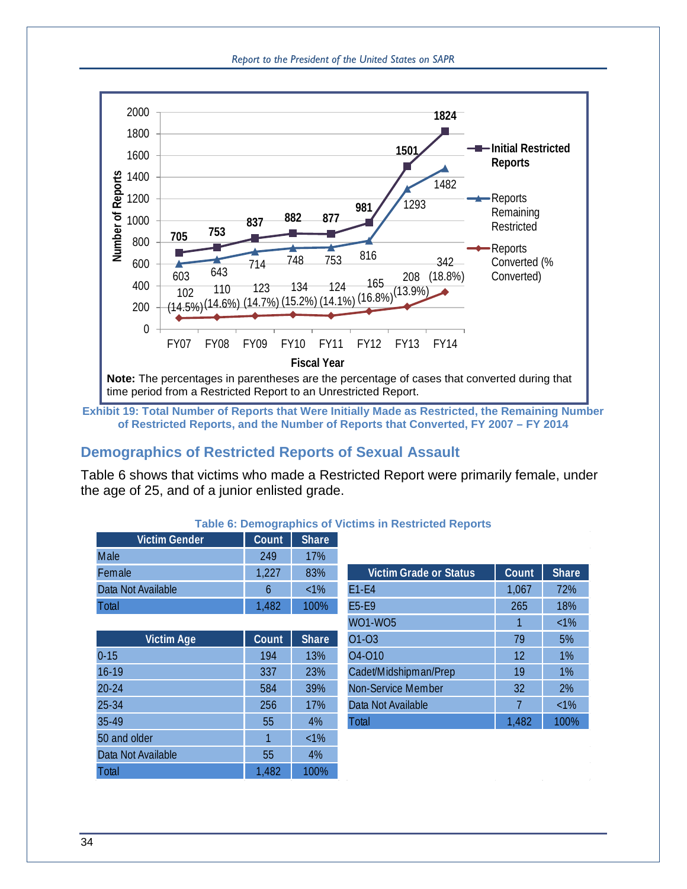| | FY07 | FY08 | FY09 | FY10 | FY11 | FY12 | FY13 | FY14 |
|---|---|---|---|---|---|---|---|---|
| Initial Restricted Reports | 705 | 753 | 837 | 882 | 877 | 981 | 1501 | 1824 |
| Reports Remaining Restricted | 603 | 643 | 714 | 748 | 753 | 816 | 1293 | 1482 |
| Reports Converted (% Converted) | 102 (14.5%) | 110 (14.6%) | 123 (14.7%) | 134 (15.2%) | 124 (14.1%) | 165 (16.8%) | 208 (13.9%) | 342 (18.8%) |

**Note:** The percentages in parentheses are the percentage of cases that converted during that time period from a Restricted Report to an Unrestricted Report.

**Exhibit 19: Total Number of Reports that Were Initially Made as Restricted, the Remaining Number of Restricted Reports, and the Number of Reports that Converted, FY 2007 – FY 2014**

## Demographics of Restricted Reports of Sexual Assault

Table 6 shows that victims who made a Restricted Report were primarily female, under the age of 25, and of a junior enlisted grade.

**Table 6: Demographics of Victims in Restricted Reports**

| Victim Gender | Count | Share |
|---|---|---|
| Male | 249 | 17% |
| Female | 1,227 | 83% |
| Data Not Available | 6 | <1% |
| Total | 1,482 | 100% |

| Victim Age | Count | Share |
|---|---|---|
| 0-15 | 194 | 13% |
| 16-19 | 337 | 23% |
| 20-24 | 584 | 39% |
| 25-34 | 256 | 17% |
| 35-49 | 55 | 4% |
| 50 and older | 1 | <1% |
| Data Not Available | 55 | 4% |
| Total | 1,482 | 100% |

| Victim Grade or Status | Count | Share |
|---|---|---|
| E1-E4 | 1,067 | 72% |
| E5-E9 | 265 | 18% |
| WO1-WO5 | 1 | <1% |
| O1-O3 | 79 | 5% |
| O4-O10 | 12 | 1% |
| Cadet/Midshipman/Prep | 19 | 1% |
| Non-Service Member | 32 | 2% |
| Data Not Available | 7 | <1% |
| Total | 1,482 | 100% |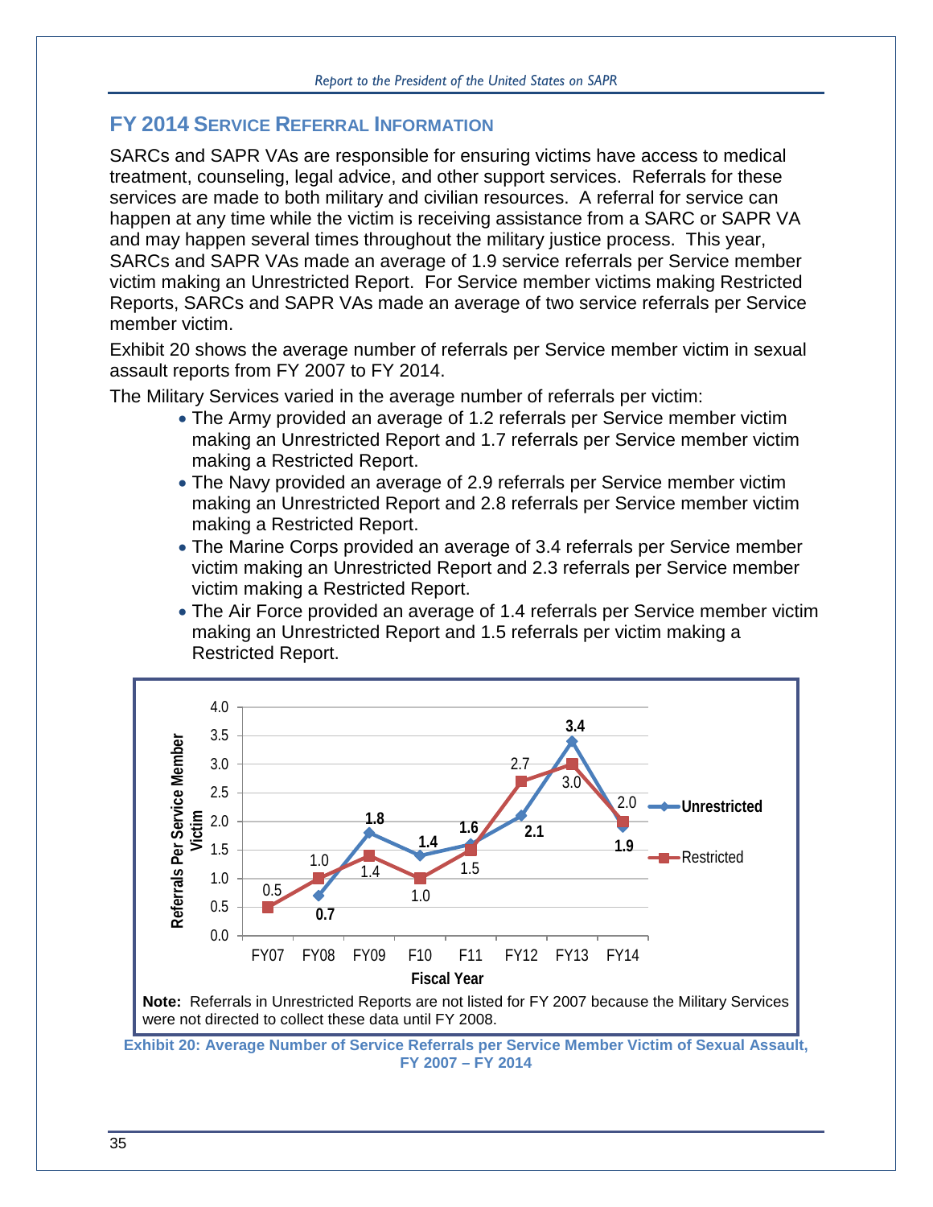## FY 2014 Service Referral Information

SARCs and SAPR VAs are responsible for ensuring victims have access to medical treatment, counseling, legal advice, and other support services. Referrals for these services are made to both military and civilian resources. A referral for service can happen at any time while the victim is receiving assistance from a SARC or SAPR VA and may happen several times throughout the military justice process. This year, SARCs and SAPR VAs made an average of 1.9 service referrals per Service member victim making an Unrestricted Report. For Service member victims making Restricted Reports, SARCs and SAPR VAs made an average of two service referrals per Service member victim.

Exhibit 20 shows the average number of referrals per Service member victim in sexual assault reports from FY 2007 to FY 2014.

The Military Services varied in the average number of referrals per victim:

- The Army provided an average of 1.2 referrals per Service member victim making an Unrestricted Report and 1.7 referrals per Service member victim making a Restricted Report.
- The Navy provided an average of 2.9 referrals per Service member victim making an Unrestricted Report and 2.8 referrals per Service member victim making a Restricted Report.
- The Marine Corps provided an average of 3.4 referrals per Service member victim making an Unrestricted Report and 2.3 referrals per Service member victim making a Restricted Report.
- The Air Force provided an average of 1.4 referrals per Service member victim making an Unrestricted Report and 1.5 referrals per victim making a Restricted Report.

| Fiscal Year | Unrestricted | Restricted |
|---|---|---|
| FY07 | | 0.5 |
| FY08 | 0.7 | 1.0 |
| FY09 | 1.8 | 1.4 |
| F10 | 1.4 | 1.0 |
| F11 | 1.6 | 1.5 |
| FY12 | 2.1 | 2.7 |
| FY13 | 3.4 | 3.0 |
| FY14 | 1.9 | 2.0 |

**Note:** Referrals in Unrestricted Reports are not listed for FY 2007 because the Military Services were not directed to collect these data until FY 2008.

**Exhibit 20: Average Number of Service Referrals per Service Member Victim of Sexual Assault, FY 2007 – FY 2014**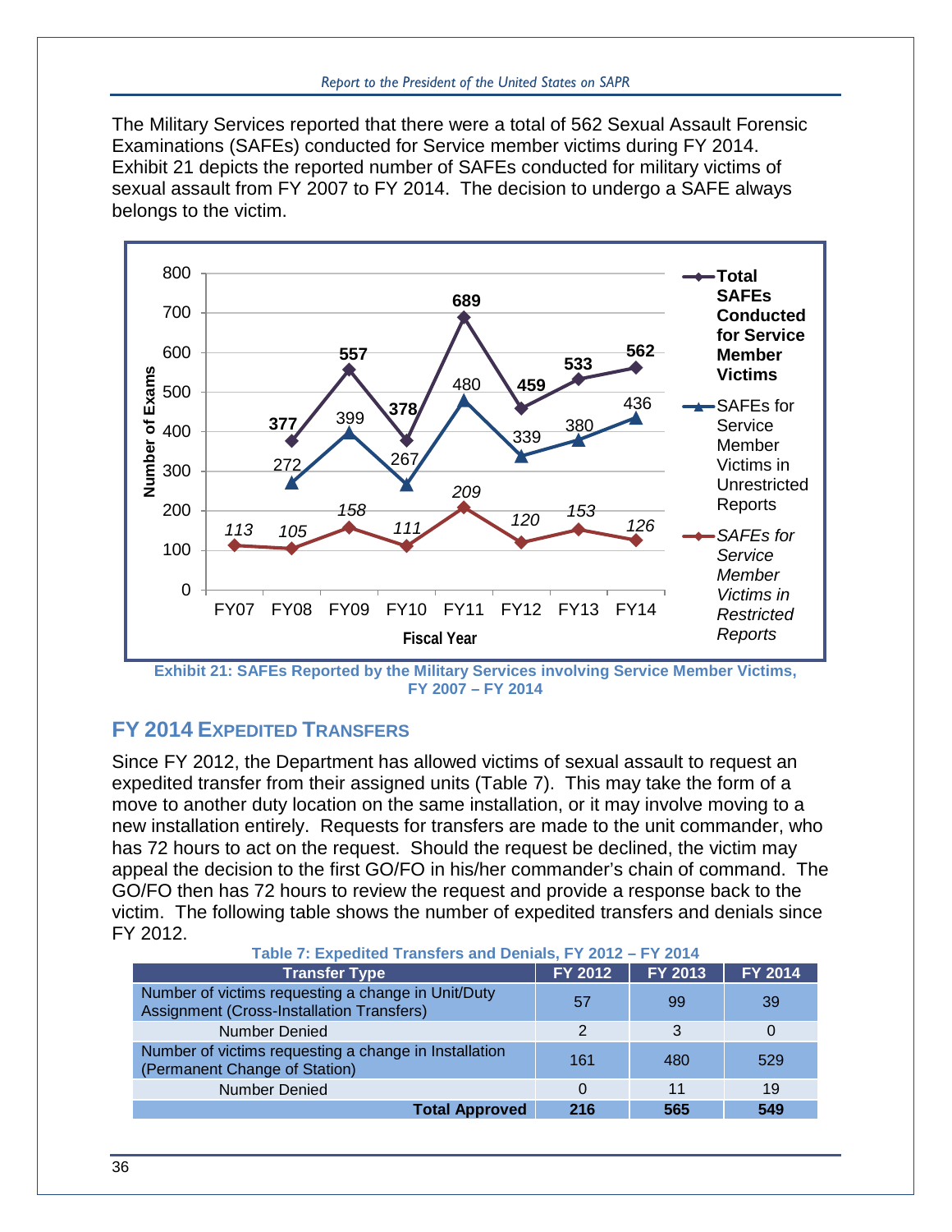The Military Services reported that there were a total of 562 Sexual Assault Forensic Examinations (SAFEs) conducted for Service member victims during FY 2014. Exhibit 21 depicts the reported number of SAFEs conducted for military victims of sexual assault from FY 2007 to FY 2014. The decision to undergo a SAFE always belongs to the victim.

Number of Exams

800
700
600
500
400
300
200
100
0

FY07 FY08 FY09 FY10 FY11 FY12 FY13 FY14

Fiscal Year

Total SAFEs Conducted for Service Member Victims: 377, 557, 378, 689, 459, 533, 562

SAFEs for Service Member Victims in Unrestricted Reports: 272, 399, 267, 480, 339, 380, 436

SAFEs for Service Member Victims in Restricted Reports: 113, 105, 158, 111, 209, 120, 153, 126

**Exhibit 21: SAFEs Reported by the Military Services involving Service Member Victims, FY 2007 – FY 2014**

## FY 2014 Expedited Transfers

Since FY 2012, the Department has allowed victims of sexual assault to request an expedited transfer from their assigned units (Table 7). This may take the form of a move to another duty location on the same installation, or it may involve moving to a new installation entirely. Requests for transfers are made to the unit commander, who has 72 hours to act on the request. Should the request be declined, the victim may appeal the decision to the first GO/FO in his/her commander's chain of command. The GO/FO then has 72 hours to review the request and provide a response back to the victim. The following table shows the number of expedited transfers and denials since FY 2012.

**Table 7: Expedited Transfers and Denials, FY 2012 – FY 2014**

| Transfer Type | FY 2012 | FY 2013 | FY 2014 |
|---|---|---|---|
| Number of victims requesting a change in Unit/Duty Assignment (Cross-Installation Transfers) | 57 | 99 | 39 |
| Number Denied | 2 | 3 | 0 |
| Number of victims requesting a change in Installation (Permanent Change of Station) | 161 | 480 | 529 |
| Number Denied | 0 | 11 | 19 |
| **Total Approved** | **216** | **565** | **549** |